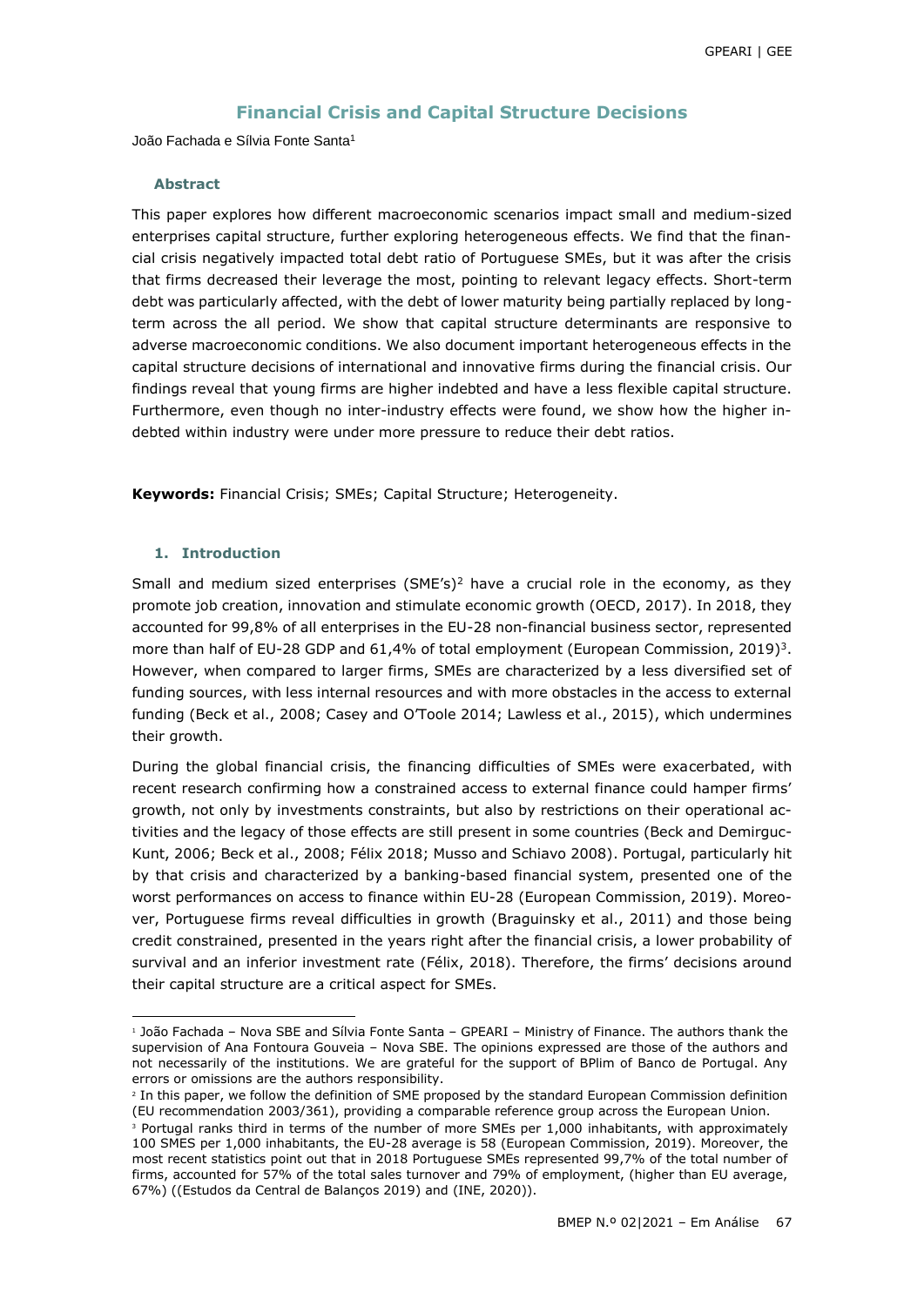# Financial Crisis and Capital Structure Decisions

João Fachada e Sílvia Fonte Santa[1]

### Abstract

This paper explores how different macroeconomic scenarios impact small and medium-sized enterprises capital structure, further exploring heterogeneous effects. We find that the financial crisis negatively impacted total debt ratio of Portuguese SMEs, but it was after the crisis that firms decreased their leverage the most, pointing to relevant legacy effects. Short-term debt was particularly affected, with the debt of lower maturity being partially replaced by long-term across the all period. We show that capital structure determinants are responsive to adverse macroeconomic conditions. We also document important heterogeneous effects in the capital structure decisions of international and innovative firms during the financial crisis. Our findings reveal that young firms are higher indebted and have a less flexible capital structure. Furthermore, even though no inter-industry effects were found, we show how the higher indebted within industry were under more pressure to reduce their debt ratios.

**Keywords:** Financial Crisis; SMEs; Capital Structure; Heterogeneity.

## 1. Introduction

Small and medium sized enterprises (SME's)[2] have a crucial role in the economy, as they promote job creation, innovation and stimulate economic growth (OECD, 2017). In 2018, they accounted for 99,8% of all enterprises in the EU-28 non-financial business sector, represented more than half of EU-28 GDP and 61,4% of total employment (European Commission, 2019)[3]. However, when compared to larger firms, SMEs are characterized by a less diversified set of funding sources, with less internal resources and with more obstacles in the access to external funding (Beck et al., 2008; Casey and O'Toole 2014; Lawless et al., 2015), which undermines their growth.

During the global financial crisis, the financing difficulties of SMEs were exacerbated, with recent research confirming how a constrained access to external finance could hamper firms' growth, not only by investments constraints, but also by restrictions on their operational activities and the legacy of those effects are still present in some countries (Beck and Demirguc-Kunt, 2006; Beck et al., 2008; Félix 2018; Musso and Schiavo 2008). Portugal, particularly hit by that crisis and characterized by a banking-based financial system, presented one of the worst performances on access to finance within EU-28 (European Commission, 2019). Moreover, Portuguese firms reveal difficulties in growth (Braguinsky et al., 2011) and those being credit constrained, presented in the years right after the financial crisis, a lower probability of survival and an inferior investment rate (Félix, 2018). Therefore, the firms' decisions around their capital structure are a critical aspect for SMEs.

---

[1] João Fachada – Nova SBE and Sílvia Fonte Santa – GPEARI – Ministry of Finance. The authors thank the supervision of Ana Fontoura Gouveia – Nova SBE. The opinions expressed are those of the authors and not necessarily of the institutions. We are grateful for the support of BPlim of Banco de Portugal. Any errors or omissions are the authors responsibility.

[2] In this paper, we follow the definition of SME proposed by the standard European Commission definition (EU recommendation 2003/361), providing a comparable reference group across the European Union.

[3] Portugal ranks third in terms of the number of more SMEs per 1,000 inhabitants, with approximately 100 SMES per 1,000 inhabitants, the EU-28 average is 58 (European Commission, 2019). Moreover, the most recent statistics point out that in 2018 Portuguese SMEs represented 99,7% of the total number of firms, accounted for 57% of the total sales turnover and 79% of employment, (higher than EU average, 67%) ((Estudos da Central de Balanços 2019) and (INE, 2020)).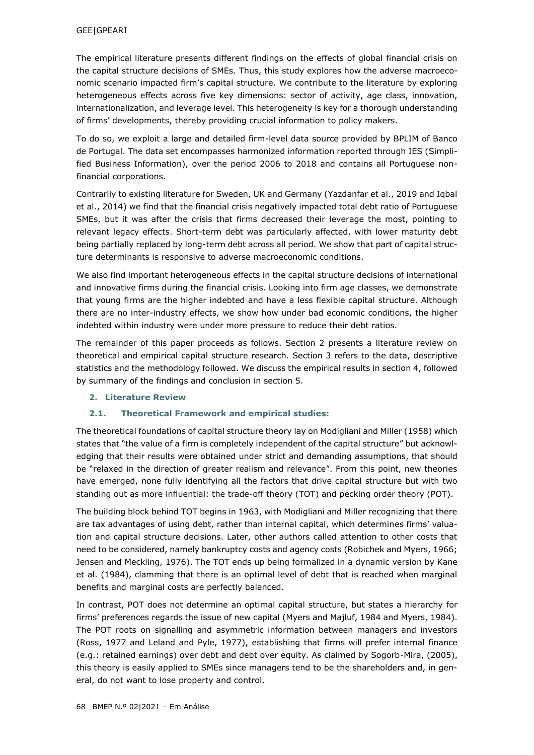The empirical literature presents different findings on the effects of global financial crisis on the capital structure decisions of SMEs. Thus, this study explores how the adverse macroeconomic scenario impacted firm's capital structure. We contribute to the literature by exploring heterogeneous effects across five key dimensions: sector of activity, age class, innovation, internationalization, and leverage level. This heterogeneity is key for a thorough understanding of firms' developments, thereby providing crucial information to policy makers.

To do so, we exploit a large and detailed firm-level data source provided by BPLIM of Banco de Portugal. The data set encompasses harmonized information reported through IES (Simplified Business Information), over the period 2006 to 2018 and contains all Portuguese non-financial corporations.

Contrarily to existing literature for Sweden, UK and Germany (Yazdanfar et al., 2019 and Iqbal et al., 2014) we find that the financial crisis negatively impacted total debt ratio of Portuguese SMEs, but it was after the crisis that firms decreased their leverage the most, pointing to relevant legacy effects. Short-term debt was particularly affected, with lower maturity debt being partially replaced by long-term debt across all period. We show that part of capital structure determinants is responsive to adverse macroeconomic conditions.

We also find important heterogeneous effects in the capital structure decisions of international and innovative firms during the financial crisis. Looking into firm age classes, we demonstrate that young firms are the higher indebted and have a less flexible capital structure. Although there are no inter-industry effects, we show how under bad economic conditions, the higher indebted within industry were under more pressure to reduce their debt ratios.

The remainder of this paper proceeds as follows. Section 2 presents a literature review on theoretical and empirical capital structure research. Section 3 refers to the data, descriptive statistics and the methodology followed. We discuss the empirical results in section 4, followed by summary of the findings and conclusion in section 5.

## 2. Literature Review

### 2.1. Theoretical Framework and empirical studies:

The theoretical foundations of capital structure theory lay on Modigliani and Miller (1958) which states that "the value of a firm is completely independent of the capital structure" but acknowledging that their results were obtained under strict and demanding assumptions, that should be "relaxed in the direction of greater realism and relevance". From this point, new theories have emerged, none fully identifying all the factors that drive capital structure but with two standing out as more influential: the trade-off theory (TOT) and pecking order theory (POT).

The building block behind TOT begins in 1963, with Modigliani and Miller recognizing that there are tax advantages of using debt, rather than internal capital, which determines firms' valuation and capital structure decisions. Later, other authors called attention to other costs that need to be considered, namely bankruptcy costs and agency costs (Robichek and Myers, 1966; Jensen and Meckling, 1976). The TOT ends up being formalized in a dynamic version by Kane et al. (1984), clamming that there is an optimal level of debt that is reached when marginal benefits and marginal costs are perfectly balanced.

In contrast, POT does not determine an optimal capital structure, but states a hierarchy for firms' preferences regards the issue of new capital (Myers and Majluf, 1984 and Myers, 1984). The POT roots on signalling and asymmetric information between managers and investors (Ross, 1977 and Leland and Pyle, 1977), establishing that firms will prefer internal finance (e.g.: retained earnings) over debt and debt over equity. As claimed by Sogorb-Mira, (2005), this theory is easily applied to SMEs since managers tend to be the shareholders and, in general, do not want to lose property and control.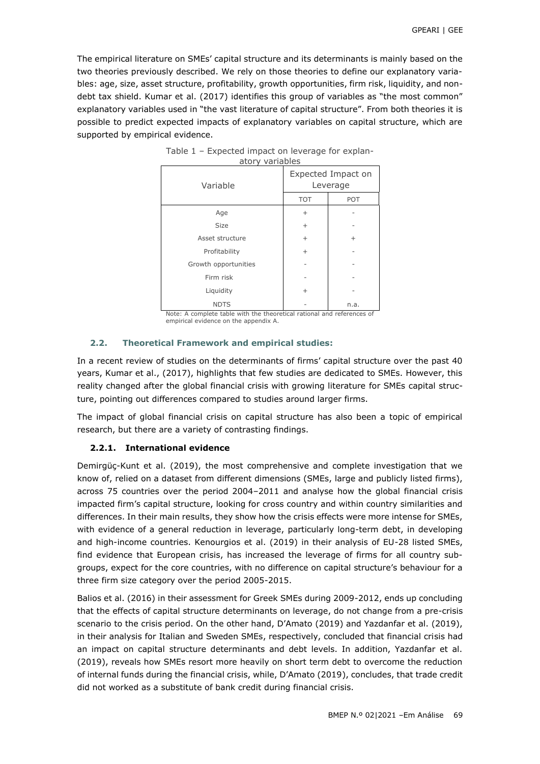The empirical literature on SMEs' capital structure and its determinants is mainly based on the two theories previously described. We rely on those theories to define our explanatory variables: age, size, asset structure, profitability, growth opportunities, firm risk, liquidity, and non-debt tax shield. Kumar et al. (2017) identifies this group of variables as "the most common" explanatory variables used in "the vast literature of capital structure". From both theories it is possible to predict expected impacts of explanatory variables on capital structure, which are supported by empirical evidence.

Table 1 – Expected impact on leverage for explanatory variables

| Variable | Expected Impact on Leverage | |
|---|---|---|
| | TOT | POT |
| Age | + | - |
| Size | + | - |
| Asset structure | + | + |
| Profitability | + | - |
| Growth opportunities | - | - |
| Firm risk | - | - |
| Liquidity | + | - |
| NDTS | - | n.a. |

Note: A complete table with the theoretical rational and references of empirical evidence on the appendix A.

### 2.2. Theoretical Framework and empirical studies:

In a recent review of studies on the determinants of firms' capital structure over the past 40 years, Kumar et al., (2017), highlights that few studies are dedicated to SMEs. However, this reality changed after the global financial crisis with growing literature for SMEs capital structure, pointing out differences compared to studies around larger firms.

The impact of global financial crisis on capital structure has also been a topic of empirical research, but there are a variety of contrasting findings.

#### 2.2.1. International evidence

Demirgüç-Kunt et al. (2019), the most comprehensive and complete investigation that we know of, relied on a dataset from different dimensions (SMEs, large and publicly listed firms), across 75 countries over the period 2004–2011 and analyse how the global financial crisis impacted firm's capital structure, looking for cross country and within country similarities and differences. In their main results, they show how the crisis effects were more intense for SMEs, with evidence of a general reduction in leverage, particularly long-term debt, in developing and high-income countries. Kenourgios et al. (2019) in their analysis of EU-28 listed SMEs, find evidence that European crisis, has increased the leverage of firms for all country subgroups, expect for the core countries, with no difference on capital structure's behaviour for a three firm size category over the period 2005-2015.

Balios et al. (2016) in their assessment for Greek SMEs during 2009-2012, ends up concluding that the effects of capital structure determinants on leverage, do not change from a pre-crisis scenario to the crisis period. On the other hand, D'Amato (2019) and Yazdanfar et al. (2019), in their analysis for Italian and Sweden SMEs, respectively, concluded that financial crisis had an impact on capital structure determinants and debt levels. In addition, Yazdanfar et al. (2019), reveals how SMEs resort more heavily on short term debt to overcome the reduction of internal funds during the financial crisis, while, D'Amato (2019), concludes, that trade credit did not worked as a substitute of bank credit during financial crisis.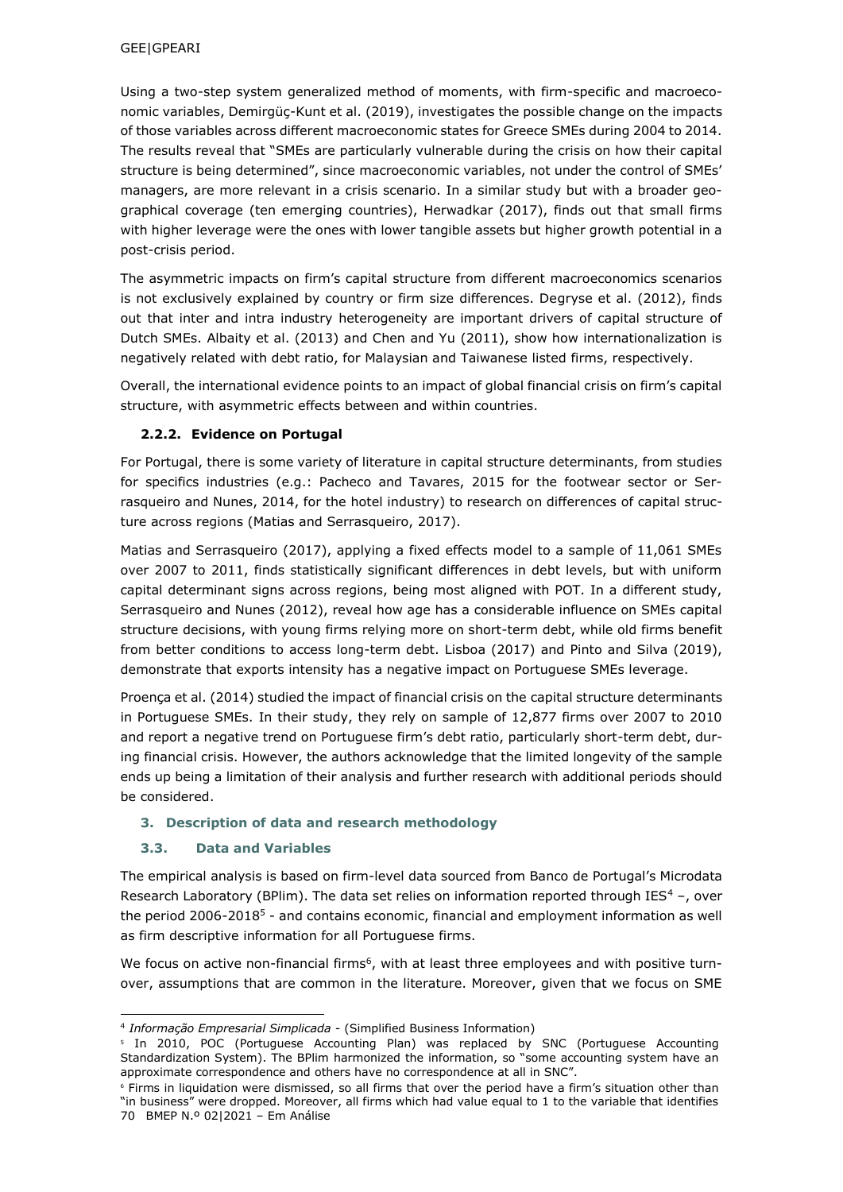Using a two-step system generalized method of moments, with firm-specific and macroeconomic variables, Demirgüç-Kunt et al. (2019), investigates the possible change on the impacts of those variables across different macroeconomic states for Greece SMEs during 2004 to 2014. The results reveal that "SMEs are particularly vulnerable during the crisis on how their capital structure is being determined", since macroeconomic variables, not under the control of SMEs' managers, are more relevant in a crisis scenario. In a similar study but with a broader geographical coverage (ten emerging countries), Herwadkar (2017), finds out that small firms with higher leverage were the ones with lower tangible assets but higher growth potential in a post-crisis period.

The asymmetric impacts on firm's capital structure from different macroeconomics scenarios is not exclusively explained by country or firm size differences. Degryse et al. (2012), finds out that inter and intra industry heterogeneity are important drivers of capital structure of Dutch SMEs. Albaity et al. (2013) and Chen and Yu (2011), show how internationalization is negatively related with debt ratio, for Malaysian and Taiwanese listed firms, respectively.

Overall, the international evidence points to an impact of global financial crisis on firm's capital structure, with asymmetric effects between and within countries.

### 2.2.2. Evidence on Portugal

For Portugal, there is some variety of literature in capital structure determinants, from studies for specifics industries (e.g.: Pacheco and Tavares, 2015 for the footwear sector or Serrasqueiro and Nunes, 2014, for the hotel industry) to research on differences of capital structure across regions (Matias and Serrasqueiro, 2017).

Matias and Serrasqueiro (2017), applying a fixed effects model to a sample of 11,061 SMEs over 2007 to 2011, finds statistically significant differences in debt levels, but with uniform capital determinant signs across regions, being most aligned with POT. In a different study, Serrasqueiro and Nunes (2012), reveal how age has a considerable influence on SMEs capital structure decisions, with young firms relying more on short-term debt, while old firms benefit from better conditions to access long-term debt. Lisboa (2017) and Pinto and Silva (2019), demonstrate that exports intensity has a negative impact on Portuguese SMEs leverage.

Proença et al. (2014) studied the impact of financial crisis on the capital structure determinants in Portuguese SMEs. In their study, they rely on sample of 12,877 firms over 2007 to 2010 and report a negative trend on Portuguese firm's debt ratio, particularly short-term debt, during financial crisis. However, the authors acknowledge that the limited longevity of the sample ends up being a limitation of their analysis and further research with additional periods should be considered.

## 3. Description of data and research methodology

### 3.3. Data and Variables

The empirical analysis is based on firm-level data sourced from Banco de Portugal's Microdata Research Laboratory (BPlim). The data set relies on information reported through IES[4] –, over the period 2006-2018[5] - and contains economic, financial and employment information as well as firm descriptive information for all Portuguese firms.

We focus on active non-financial firms[6], with at least three employees and with positive turnover, assumptions that are common in the literature. Moreover, given that we focus on SME

[4] *Informação Empresarial Simplicada* - (Simplified Business Information)

[5] In 2010, POC (Portuguese Accounting Plan) was replaced by SNC (Portuguese Accounting Standardization System). The BPlim harmonized the information, so "some accounting system have an approximate correspondence and others have no correspondence at all in SNC".

[6] Firms in liquidation were dismissed, so all firms that over the period have a firm's situation other than "in business" were dropped. Moreover, all firms which had value equal to 1 to the variable that identifies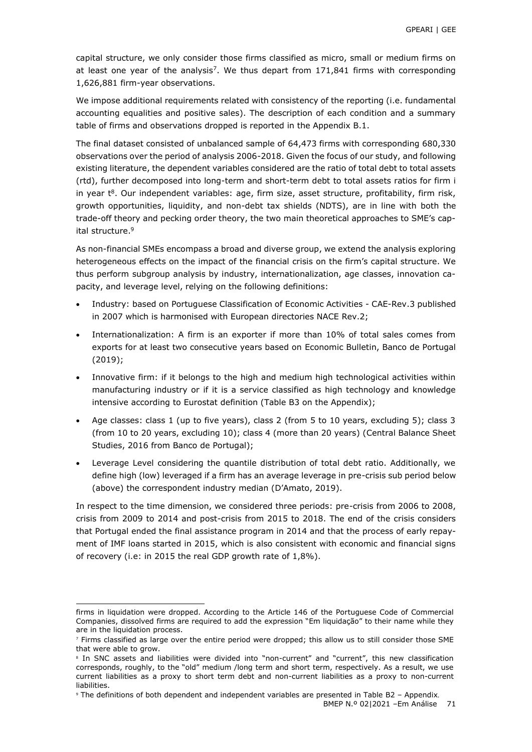capital structure, we only consider those firms classified as micro, small or medium firms on at least one year of the analysis[7]. We thus depart from 171,841 firms with corresponding 1,626,881 firm-year observations.

We impose additional requirements related with consistency of the reporting (i.e. fundamental accounting equalities and positive sales). The description of each condition and a summary table of firms and observations dropped is reported in the Appendix B.1.

The final dataset consisted of unbalanced sample of 64,473 firms with corresponding 680,330 observations over the period of analysis 2006-2018. Given the focus of our study, and following existing literature, the dependent variables considered are the ratio of total debt to total assets (rtd), further decomposed into long-term and short-term debt to total assets ratios for firm i in year t[8]. Our independent variables: age, firm size, asset structure, profitability, firm risk, growth opportunities, liquidity, and non-debt tax shields (NDTS), are in line with both the trade-off theory and pecking order theory, the two main theoretical approaches to SME's capital structure.[9]

As non-financial SMEs encompass a broad and diverse group, we extend the analysis exploring heterogeneous effects on the impact of the financial crisis on the firm's capital structure. We thus perform subgroup analysis by industry, internationalization, age classes, innovation capacity, and leverage level, relying on the following definitions:

- Industry: based on Portuguese Classification of Economic Activities - CAE-Rev.3 published in 2007 which is harmonised with European directories NACE Rev.2;
- Internationalization: A firm is an exporter if more than 10% of total sales comes from exports for at least two consecutive years based on Economic Bulletin, Banco de Portugal (2019);
- Innovative firm: if it belongs to the high and medium high technological activities within manufacturing industry or if it is a service classified as high technology and knowledge intensive according to Eurostat definition (Table B3 on the Appendix);
- Age classes: class 1 (up to five years), class 2 (from 5 to 10 years, excluding 5); class 3 (from 10 to 20 years, excluding 10); class 4 (more than 20 years) (Central Balance Sheet Studies, 2016 from Banco de Portugal);
- Leverage Level considering the quantile distribution of total debt ratio. Additionally, we define high (low) leveraged if a firm has an average leverage in pre-crisis sub period below (above) the correspondent industry median (D'Amato, 2019).

In respect to the time dimension, we considered three periods: pre-crisis from 2006 to 2008, crisis from 2009 to 2014 and post-crisis from 2015 to 2018. The end of the crisis considers that Portugal ended the final assistance program in 2014 and that the process of early repayment of IMF loans started in 2015, which is also consistent with economic and financial signs of recovery (i.e: in 2015 the real GDP growth rate of 1,8%).

---

firms in liquidation were dropped. According to the Article 146 of the Portuguese Code of Commercial Companies, dissolved firms are required to add the expression "Em liquidação" to their name while they are in the liquidation process.

[7] Firms classified as large over the entire period were dropped; this allow us to still consider those SME that were able to grow.

[8] In SNC assets and liabilities were divided into "non-current" and "current", this new classification corresponds, roughly, to the "old" medium /long term and short term, respectively. As a result, we use current liabilities as a proxy to short term debt and non-current liabilities as a proxy to non-current liabilities.

[9] The definitions of both dependent and independent variables are presented in Table B2 – Appendix.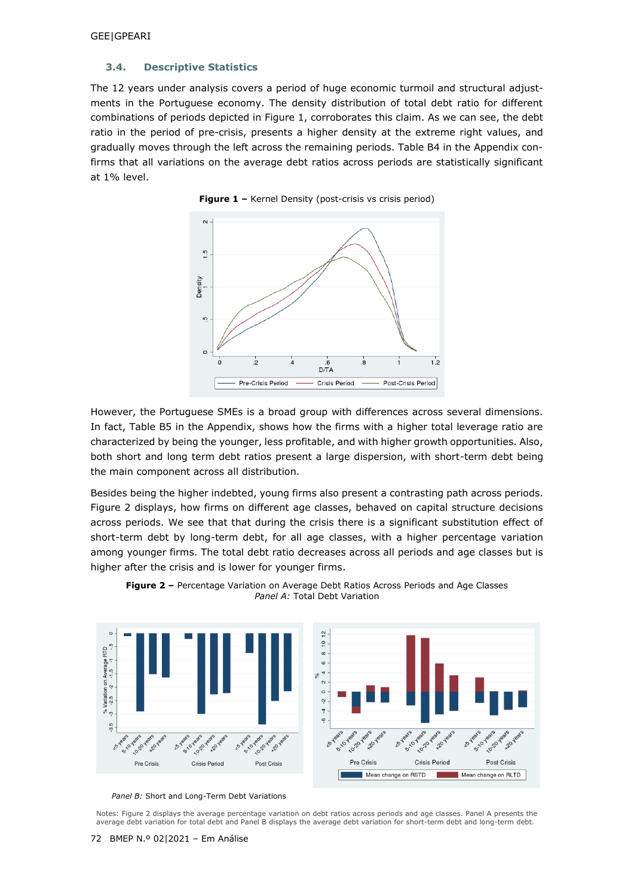### 3.4. Descriptive Statistics

The 12 years under analysis covers a period of huge economic turmoil and structural adjustments in the Portuguese economy. The density distribution of total debt ratio for different combinations of periods depicted in Figure 1, corroborates this claim. As we can see, the debt ratio in the period of pre-crisis, presents a higher density at the extreme right values, and gradually moves through the left across the remaining periods. Table B4 in the Appendix confirms that all variations on the average debt ratios across periods are statistically significant at 1% level.

**Figure 1 –** Kernel Density (post-crisis vs crisis period)

However, the Portuguese SMEs is a broad group with differences across several dimensions. In fact, Table B5 in the Appendix, shows how the firms with a higher total leverage ratio are characterized by being the younger, less profitable, and with higher growth opportunities. Also, both short and long term debt ratios present a large dispersion, with short-term debt being the main component across all distribution.

Besides being the higher indebted, young firms also present a contrasting path across periods. Figure 2 displays, how firms on different age classes, behaved on capital structure decisions across periods. We see that that during the crisis there is a significant substitution effect of short-term debt by long-term debt, for all age classes, with a higher percentage variation among younger firms. The total debt ratio decreases across all periods and age classes but is higher after the crisis and is lower for younger firms.

**Figure 2 –** Percentage Variation on Average Debt Ratios Across Periods and Age Classes
*Panel A:* Total Debt Variation

*Panel B:* Short and Long-Term Debt Variations

Notes: Figure 2 displays the average percentage variation on debt ratios across periods and age classes. Panel A presents the average debt variation for total debt and Panel B displays the average debt variation for short-term debt and long-term debt.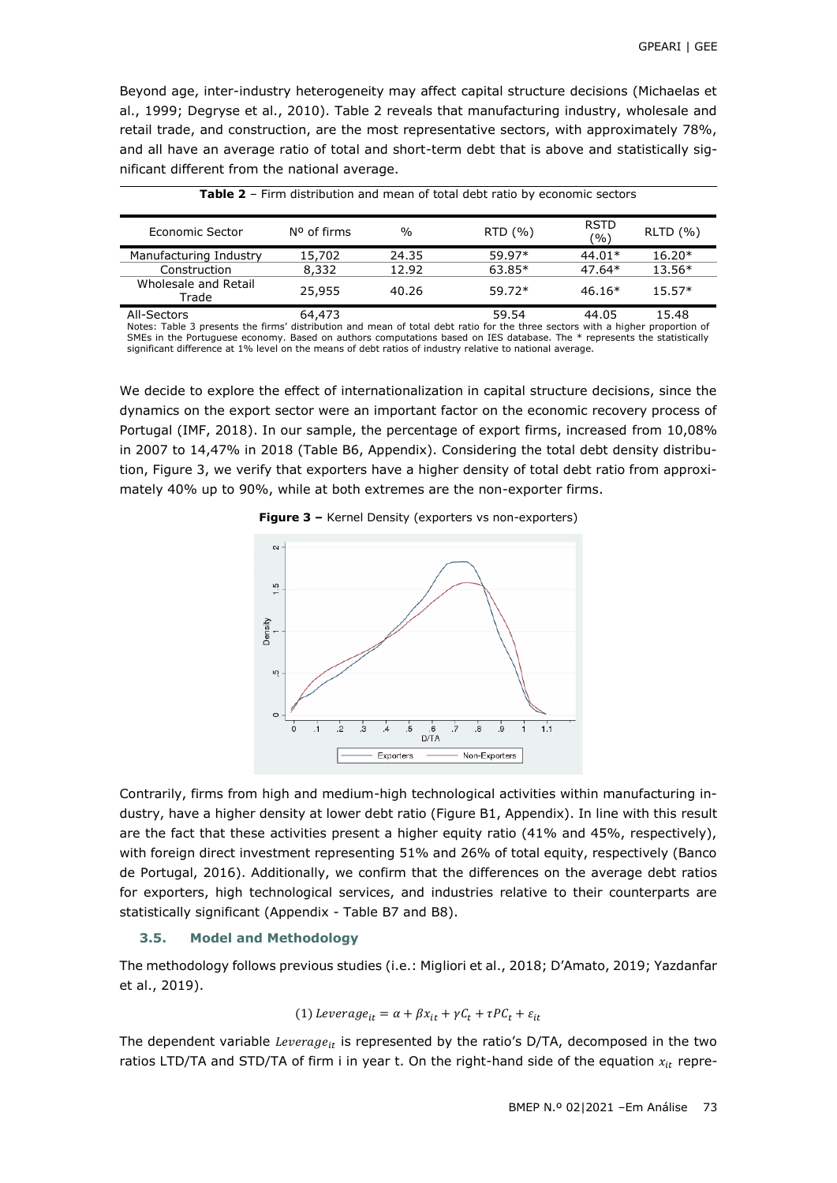Beyond age, inter-industry heterogeneity may affect capital structure decisions (Michaelas et al., 1999; Degryse et al., 2010). Table 2 reveals that manufacturing industry, wholesale and retail trade, and construction, are the most representative sectors, with approximately 78%, and all have an average ratio of total and short-term debt that is above and statistically significant different from the national average.

**Table 2** – Firm distribution and mean of total debt ratio by economic sectors

| Economic Sector | Nº of firms | % | RTD (%) | RSTD (%) | RLTD (%) |
|---|---|---|---|---|---|
| Manufacturing Industry | 15,702 | 24.35 | 59.97* | 44.01* | 16.20* |
| Construction | 8,332 | 12.92 | 63.85* | 47.64* | 13.56* |
| Wholesale and Retail Trade | 25,955 | 40.26 | 59.72* | 46.16* | 15.57* |
| All-Sectors | 64,473 | | 59.54 | 44.05 | 15.48 |

Notes: Table 3 presents the firms' distribution and mean of total debt ratio for the three sectors with a higher proportion of SMEs in the Portuguese economy. Based on authors computations based on IES database. The * represents the statistically significant difference at 1% level on the means of debt ratios of industry relative to national average.

We decide to explore the effect of internationalization in capital structure decisions, since the dynamics on the export sector were an important factor on the economic recovery process of Portugal (IMF, 2018). In our sample, the percentage of export firms, increased from 10,08% in 2007 to 14,47% in 2018 (Table B6, Appendix). Considering the total debt density distribution, Figure 3, we verify that exporters have a higher density of total debt ratio from approximately 40% up to 90%, while at both extremes are the non-exporter firms.

**Figure 3 –** Kernel Density (exporters vs non-exporters)

Contrarily, firms from high and medium-high technological activities within manufacturing industry, have a higher density at lower debt ratio (Figure B1, Appendix). In line with this result are the fact that these activities present a higher equity ratio (41% and 45%, respectively), with foreign direct investment representing 51% and 26% of total equity, respectively (Banco de Portugal, 2016). Additionally, we confirm that the differences on the average debt ratios for exporters, high technological services, and industries relative to their counterparts are statistically significant (Appendix - Table B7 and B8).

### 3.5. Model and Methodology

The methodology follows previous studies (i.e.: Migliori et al., 2018; D'Amato, 2019; Yazdanfar et al., 2019).

$$(1)\ Leverage_{it} = \alpha + \beta x_{it} + \gamma C_t + \tau PC_t + \varepsilon_{it}$$

The dependent variable $Leverage_{it}$ is represented by the ratio's D/TA, decomposed in the two ratios LTD/TA and STD/TA of firm i in year t. On the right-hand side of the equation $x_{it}$ repre-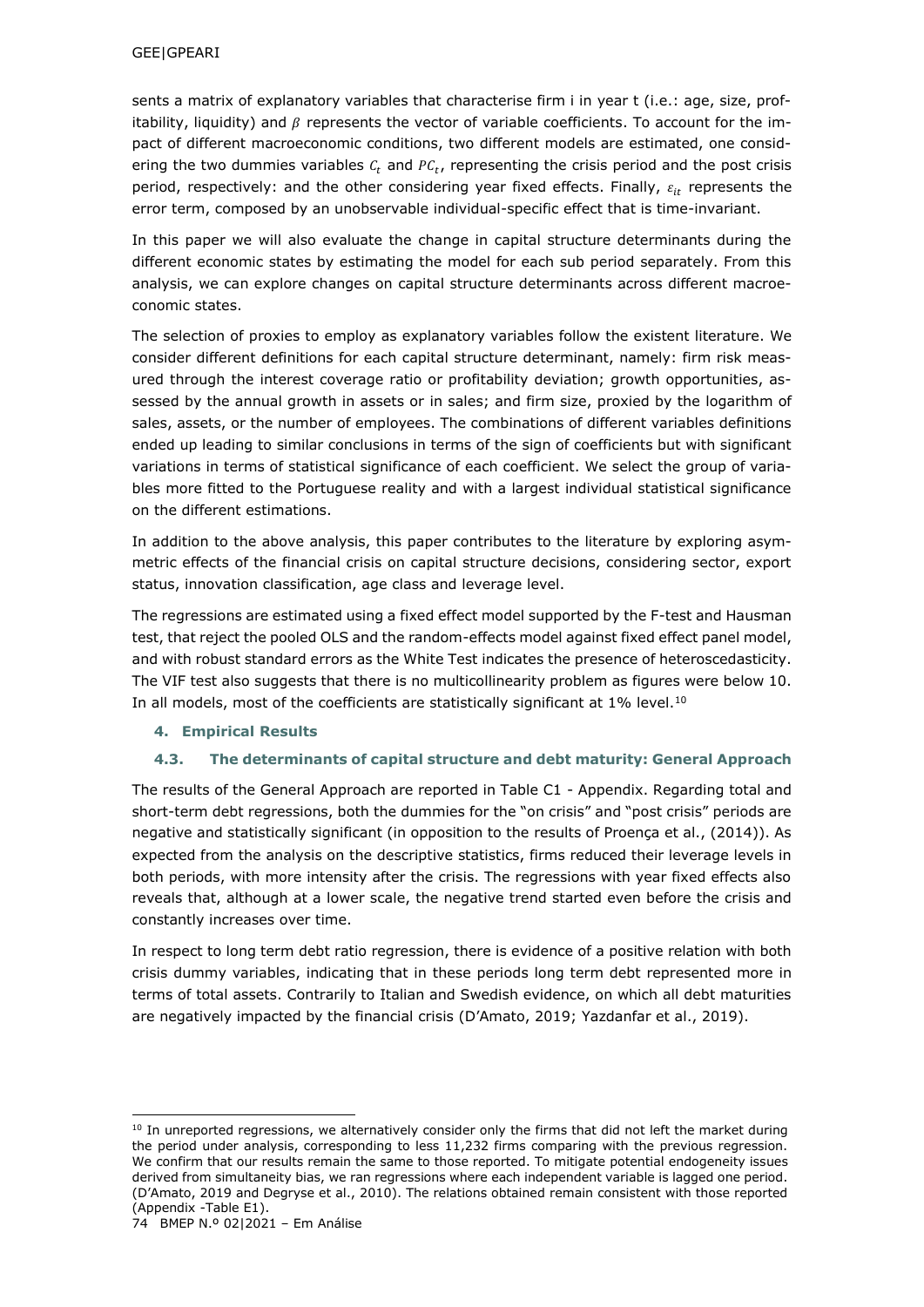sents a matrix of explanatory variables that characterise firm i in year t (i.e.: age, size, profitability, liquidity) and $\beta$ represents the vector of variable coefficients. To account for the impact of different macroeconomic conditions, two different models are estimated, one considering the two dummies variables $C_t$ and $PC_t$, representing the crisis period and the post crisis period, respectively: and the other considering year fixed effects. Finally, $\varepsilon_{it}$ represents the error term, composed by an unobservable individual-specific effect that is time-invariant.

In this paper we will also evaluate the change in capital structure determinants during the different economic states by estimating the model for each sub period separately. From this analysis, we can explore changes on capital structure determinants across different macroeconomic states.

The selection of proxies to employ as explanatory variables follow the existent literature. We consider different definitions for each capital structure determinant, namely: firm risk measured through the interest coverage ratio or profitability deviation; growth opportunities, assessed by the annual growth in assets or in sales; and firm size, proxied by the logarithm of sales, assets, or the number of employees. The combinations of different variables definitions ended up leading to similar conclusions in terms of the sign of coefficients but with significant variations in terms of statistical significance of each coefficient. We select the group of variables more fitted to the Portuguese reality and with a largest individual statistical significance on the different estimations.

In addition to the above analysis, this paper contributes to the literature by exploring asymmetric effects of the financial crisis on capital structure decisions, considering sector, export status, innovation classification, age class and leverage level.

The regressions are estimated using a fixed effect model supported by the F-test and Hausman test, that reject the pooled OLS and the random-effects model against fixed effect panel model, and with robust standard errors as the White Test indicates the presence of heteroscedasticity. The VIF test also suggests that there is no multicollinearity problem as figures were below 10. In all models, most of the coefficients are statistically significant at 1% level.[10]

## 4. Empirical Results

### 4.3. The determinants of capital structure and debt maturity: General Approach

The results of the General Approach are reported in Table C1 - Appendix. Regarding total and short-term debt regressions, both the dummies for the "on crisis" and "post crisis" periods are negative and statistically significant (in opposition to the results of Proença et al., (2014)). As expected from the analysis on the descriptive statistics, firms reduced their leverage levels in both periods, with more intensity after the crisis. The regressions with year fixed effects also reveals that, although at a lower scale, the negative trend started even before the crisis and constantly increases over time.

In respect to long term debt ratio regression, there is evidence of a positive relation with both crisis dummy variables, indicating that in these periods long term debt represented more in terms of total assets. Contrarily to Italian and Swedish evidence, on which all debt maturities are negatively impacted by the financial crisis (D'Amato, 2019; Yazdanfar et al., 2019).

---

[10] In unreported regressions, we alternatively consider only the firms that did not left the market during the period under analysis, corresponding to less 11,232 firms comparing with the previous regression. We confirm that our results remain the same to those reported. To mitigate potential endogeneity issues derived from simultaneity bias, we ran regressions where each independent variable is lagged one period. (D'Amato, 2019 and Degryse et al., 2010). The relations obtained remain consistent with those reported (Appendix -Table E1).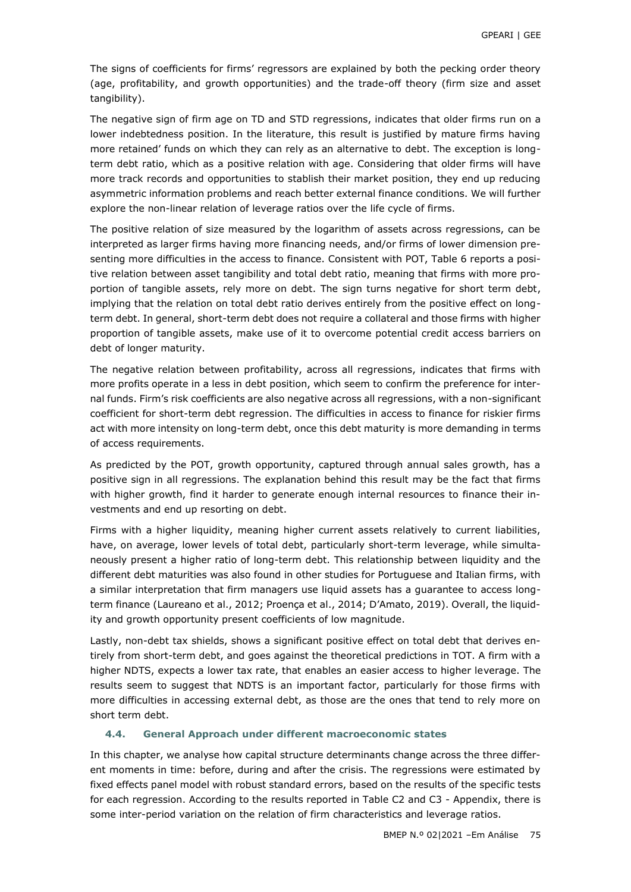The signs of coefficients for firms' regressors are explained by both the pecking order theory (age, profitability, and growth opportunities) and the trade-off theory (firm size and asset tangibility).

The negative sign of firm age on TD and STD regressions, indicates that older firms run on a lower indebtedness position. In the literature, this result is justified by mature firms having more retained' funds on which they can rely as an alternative to debt. The exception is long-term debt ratio, which as a positive relation with age. Considering that older firms will have more track records and opportunities to stablish their market position, they end up reducing asymmetric information problems and reach better external finance conditions. We will further explore the non-linear relation of leverage ratios over the life cycle of firms.

The positive relation of size measured by the logarithm of assets across regressions, can be interpreted as larger firms having more financing needs, and/or firms of lower dimension presenting more difficulties in the access to finance. Consistent with POT, Table 6 reports a positive relation between asset tangibility and total debt ratio, meaning that firms with more proportion of tangible assets, rely more on debt. The sign turns negative for short term debt, implying that the relation on total debt ratio derives entirely from the positive effect on long-term debt. In general, short-term debt does not require a collateral and those firms with higher proportion of tangible assets, make use of it to overcome potential credit access barriers on debt of longer maturity.

The negative relation between profitability, across all regressions, indicates that firms with more profits operate in a less in debt position, which seem to confirm the preference for internal funds. Firm's risk coefficients are also negative across all regressions, with a non-significant coefficient for short-term debt regression. The difficulties in access to finance for riskier firms act with more intensity on long-term debt, once this debt maturity is more demanding in terms of access requirements.

As predicted by the POT, growth opportunity, captured through annual sales growth, has a positive sign in all regressions. The explanation behind this result may be the fact that firms with higher growth, find it harder to generate enough internal resources to finance their investments and end up resorting on debt.

Firms with a higher liquidity, meaning higher current assets relatively to current liabilities, have, on average, lower levels of total debt, particularly short-term leverage, while simultaneously present a higher ratio of long-term debt. This relationship between liquidity and the different debt maturities was also found in other studies for Portuguese and Italian firms, with a similar interpretation that firm managers use liquid assets has a guarantee to access long-term finance (Laureano et al., 2012; Proença et al., 2014; D'Amato, 2019). Overall, the liquidity and growth opportunity present coefficients of low magnitude.

Lastly, non-debt tax shields, shows a significant positive effect on total debt that derives entirely from short-term debt, and goes against the theoretical predictions in TOT. A firm with a higher NDTS, expects a lower tax rate, that enables an easier access to higher leverage. The results seem to suggest that NDTS is an important factor, particularly for those firms with more difficulties in accessing external debt, as those are the ones that tend to rely more on short term debt.

### 4.4. General Approach under different macroeconomic states

In this chapter, we analyse how capital structure determinants change across the three different moments in time: before, during and after the crisis. The regressions were estimated by fixed effects panel model with robust standard errors, based on the results of the specific tests for each regression. According to the results reported in Table C2 and C3 - Appendix, there is some inter-period variation on the relation of firm characteristics and leverage ratios.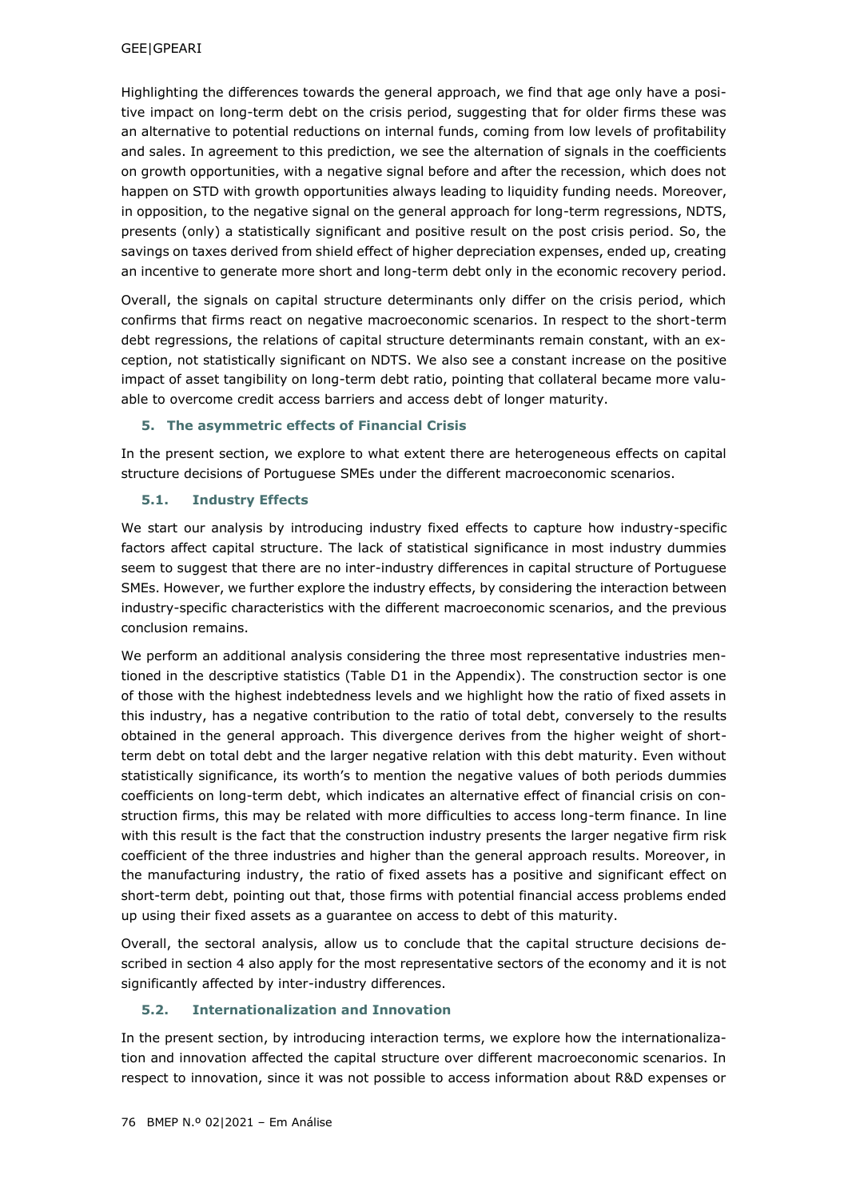Highlighting the differences towards the general approach, we find that age only have a positive impact on long-term debt on the crisis period, suggesting that for older firms these was an alternative to potential reductions on internal funds, coming from low levels of profitability and sales. In agreement to this prediction, we see the alternation of signals in the coefficients on growth opportunities, with a negative signal before and after the recession, which does not happen on STD with growth opportunities always leading to liquidity funding needs. Moreover, in opposition, to the negative signal on the general approach for long-term regressions, NDTS, presents (only) a statistically significant and positive result on the post crisis period. So, the savings on taxes derived from shield effect of higher depreciation expenses, ended up, creating an incentive to generate more short and long-term debt only in the economic recovery period.

Overall, the signals on capital structure determinants only differ on the crisis period, which confirms that firms react on negative macroeconomic scenarios. In respect to the short-term debt regressions, the relations of capital structure determinants remain constant, with an exception, not statistically significant on NDTS. We also see a constant increase on the positive impact of asset tangibility on long-term debt ratio, pointing that collateral became more valuable to overcome credit access barriers and access debt of longer maturity.

## 5. The asymmetric effects of Financial Crisis

In the present section, we explore to what extent there are heterogeneous effects on capital structure decisions of Portuguese SMEs under the different macroeconomic scenarios.

### 5.1. Industry Effects

We start our analysis by introducing industry fixed effects to capture how industry-specific factors affect capital structure. The lack of statistical significance in most industry dummies seem to suggest that there are no inter-industry differences in capital structure of Portuguese SMEs. However, we further explore the industry effects, by considering the interaction between industry-specific characteristics with the different macroeconomic scenarios, and the previous conclusion remains.

We perform an additional analysis considering the three most representative industries mentioned in the descriptive statistics (Table D1 in the Appendix). The construction sector is one of those with the highest indebtedness levels and we highlight how the ratio of fixed assets in this industry, has a negative contribution to the ratio of total debt, conversely to the results obtained in the general approach. This divergence derives from the higher weight of short-term debt on total debt and the larger negative relation with this debt maturity. Even without statistically significance, its worth's to mention the negative values of both periods dummies coefficients on long-term debt, which indicates an alternative effect of financial crisis on construction firms, this may be related with more difficulties to access long-term finance. In line with this result is the fact that the construction industry presents the larger negative firm risk coefficient of the three industries and higher than the general approach results. Moreover, in the manufacturing industry, the ratio of fixed assets has a positive and significant effect on short-term debt, pointing out that, those firms with potential financial access problems ended up using their fixed assets as a guarantee on access to debt of this maturity.

Overall, the sectoral analysis, allow us to conclude that the capital structure decisions described in section 4 also apply for the most representative sectors of the economy and it is not significantly affected by inter-industry differences.

### 5.2. Internationalization and Innovation

In the present section, by introducing interaction terms, we explore how the internationalization and innovation affected the capital structure over different macroeconomic scenarios. In respect to innovation, since it was not possible to access information about R&D expenses or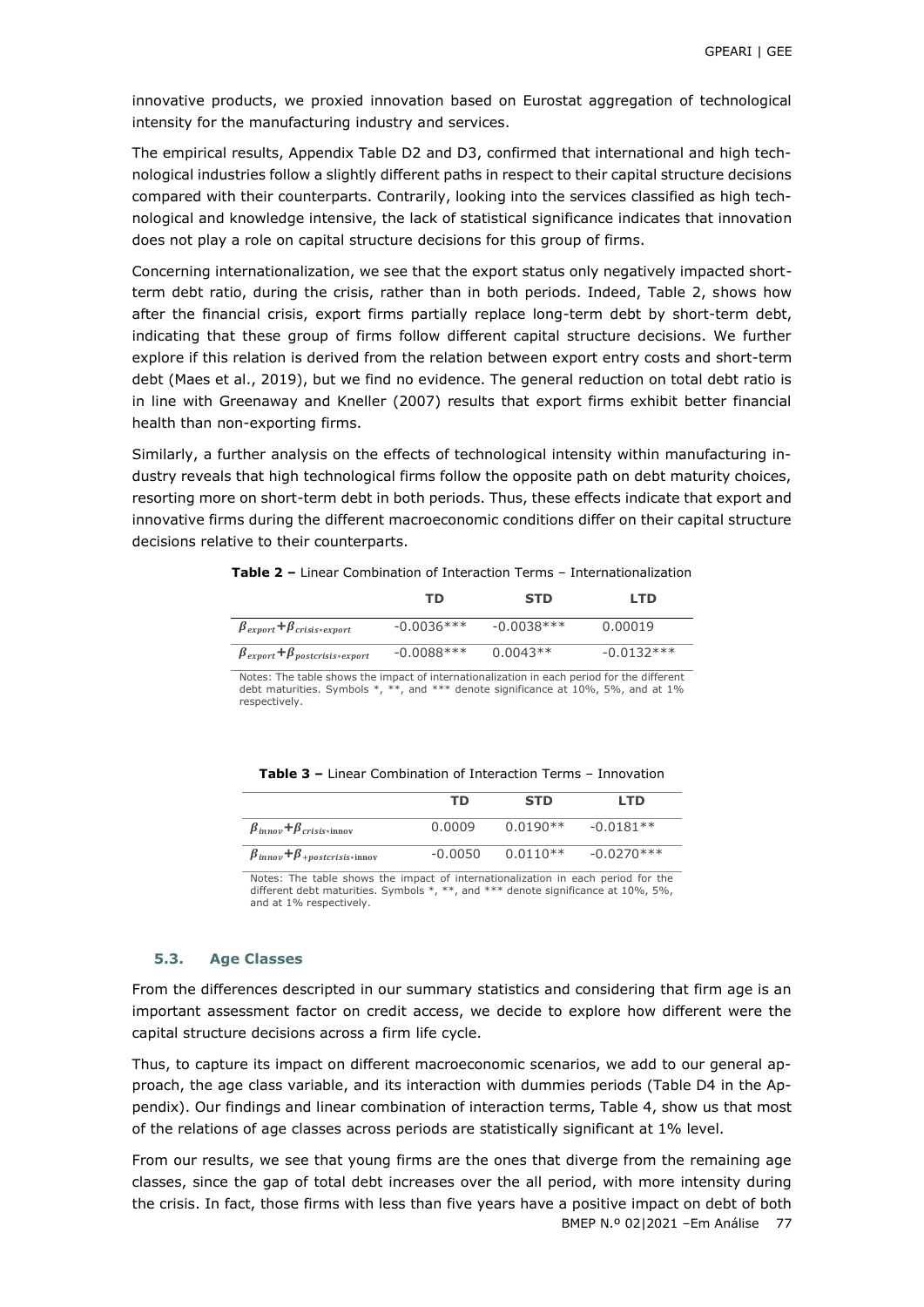innovative products, we proxied innovation based on Eurostat aggregation of technological intensity for the manufacturing industry and services.

The empirical results, Appendix Table D2 and D3, confirmed that international and high technological industries follow a slightly different paths in respect to their capital structure decisions compared with their counterparts. Contrarily, looking into the services classified as high technological and knowledge intensive, the lack of statistical significance indicates that innovation does not play a role on capital structure decisions for this group of firms.

Concerning internationalization, we see that the export status only negatively impacted short-term debt ratio, during the crisis, rather than in both periods. Indeed, Table 2, shows how after the financial crisis, export firms partially replace long-term debt by short-term debt, indicating that these group of firms follow different capital structure decisions. We further explore if this relation is derived from the relation between export entry costs and short-term debt (Maes et al., 2019), but we find no evidence. The general reduction on total debt ratio is in line with Greenaway and Kneller (2007) results that export firms exhibit better financial health than non-exporting firms.

Similarly, a further analysis on the effects of technological intensity within manufacturing industry reveals that high technological firms follow the opposite path on debt maturity choices, resorting more on short-term debt in both periods. Thus, these effects indicate that export and innovative firms during the different macroeconomic conditions differ on their capital structure decisions relative to their counterparts.

**Table 2 –** Linear Combination of Interaction Terms – Internationalization

| | TD | STD | LTD |
|---|---|---|---|
| $\boldsymbol{\beta}_{export}+\boldsymbol{\beta}_{crisis*export}$ | -0.0036*** | -0.0038*** | 0.00019 |
| $\boldsymbol{\beta}_{export}+\boldsymbol{\beta}_{postcrisis*export}$ | -0.0088*** | 0.0043** | -0.0132*** |

Notes: The table shows the impact of internationalization in each period for the different debt maturities. Symbols *, **, and *** denote significance at 10%, 5%, and at 1% respectively.

**Table 3 –** Linear Combination of Interaction Terms – Innovation

| | TD | STD | LTD |
|---|---|---|---|
| $\boldsymbol{\beta}_{innov}+\boldsymbol{\beta}_{crisis*\mathbf{innov}}$ | 0.0009 | 0.0190** | -0.0181** |
| $\boldsymbol{\beta}_{innov}+\boldsymbol{\beta}_{+postcrisis*\mathbf{innov}}$ | -0.0050 | 0.0110** | -0.0270*** |

Notes: The table shows the impact of internationalization in each period for the different debt maturities. Symbols *, **, and *** denote significance at 10%, 5%, and at 1% respectively.

### 5.3. Age Classes

From the differences descripted in our summary statistics and considering that firm age is an important assessment factor on credit access, we decide to explore how different were the capital structure decisions across a firm life cycle.

Thus, to capture its impact on different macroeconomic scenarios, we add to our general approach, the age class variable, and its interaction with dummies periods (Table D4 in the Appendix). Our findings and linear combination of interaction terms, Table 4, show us that most of the relations of age classes across periods are statistically significant at 1% level.

From our results, we see that young firms are the ones that diverge from the remaining age classes, since the gap of total debt increases over the all period, with more intensity during the crisis. In fact, those firms with less than five years have a positive impact on debt of both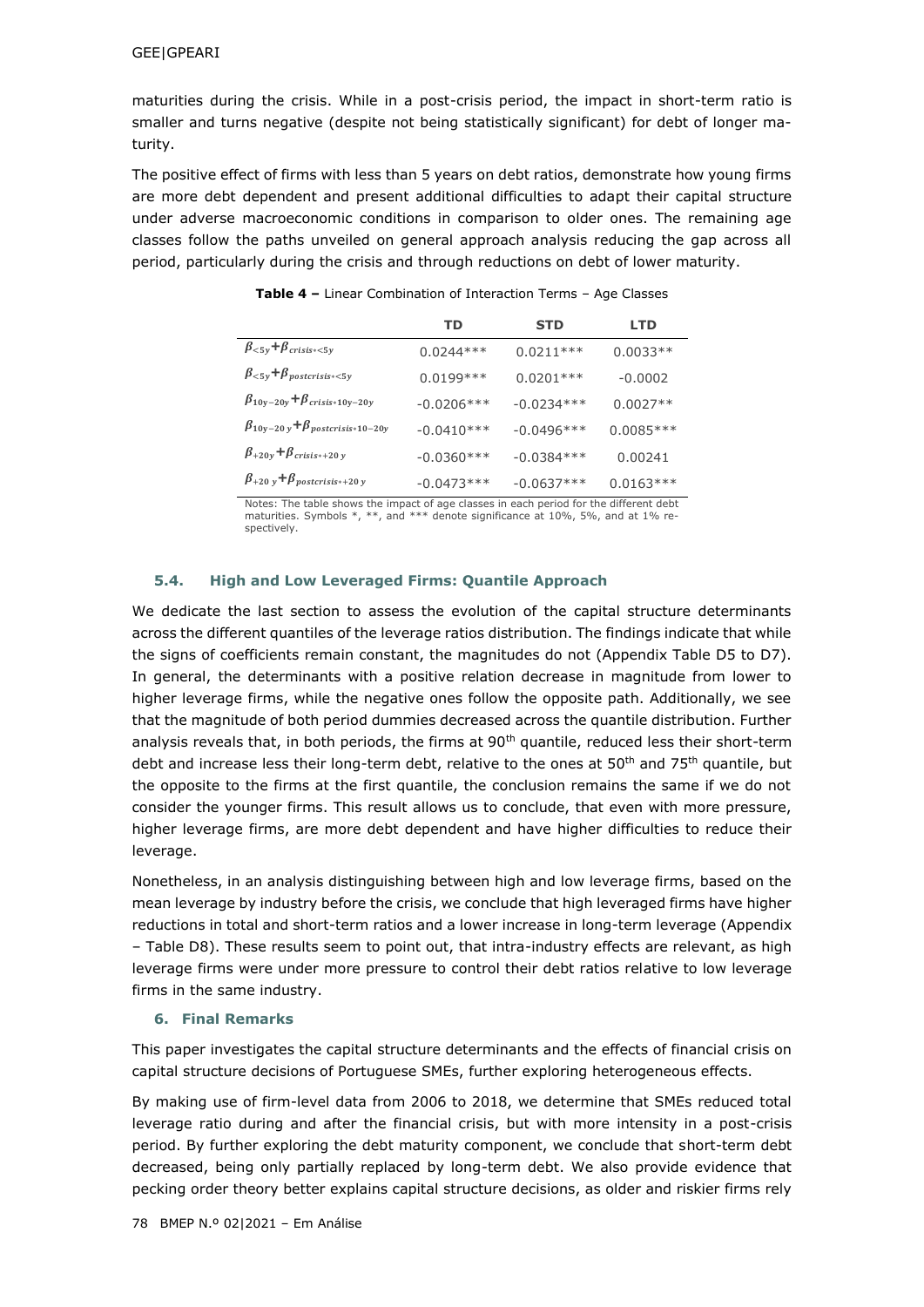maturities during the crisis. While in a post-crisis period, the impact in short-term ratio is smaller and turns negative (despite not being statistically significant) for debt of longer maturity.

The positive effect of firms with less than 5 years on debt ratios, demonstrate how young firms are more debt dependent and present additional difficulties to adapt their capital structure under adverse macroeconomic conditions in comparison to older ones. The remaining age classes follow the paths unveiled on general approach analysis reducing the gap across all period, particularly during the crisis and through reductions on debt of lower maturity.

**Table 4 –** Linear Combination of Interaction Terms – Age Classes

| | TD | STD | LTD |
|---|---|---|---|
| $\beta_{<5y}+\beta_{crisis*<5y}$ | 0.0244*** | 0.0211*** | 0.0033** |
| $\beta_{<5y}+\beta_{postcrisis*<5y}$ | 0.0199*** | 0.0201*** | -0.0002 |
| $\beta_{10y-20y}+\beta_{crisis*10y-20y}$ | -0.0206*** | -0.0234*** | 0.0027** |
| $\beta_{10y-20\,y}+\beta_{postcrisis*10-20y}$ | -0.0410*** | -0.0496*** | 0.0085*** |
| $\beta_{+20y}+\beta_{crisis*+20\,y}$ | -0.0360*** | -0.0384*** | 0.00241 |
| $\beta_{+20\,y}+\beta_{postcrisis*+20\,y}$ | -0.0473*** | -0.0637*** | 0.0163*** |

Notes: The table shows the impact of age classes in each period for the different debt maturities. Symbols *, **, and *** denote significance at 10%, 5%, and at 1% respectively.

### 5.4. High and Low Leveraged Firms: Quantile Approach

We dedicate the last section to assess the evolution of the capital structure determinants across the different quantiles of the leverage ratios distribution. The findings indicate that while the signs of coefficients remain constant, the magnitudes do not (Appendix Table D5 to D7). In general, the determinants with a positive relation decrease in magnitude from lower to higher leverage firms, while the negative ones follow the opposite path. Additionally, we see that the magnitude of both period dummies decreased across the quantile distribution. Further analysis reveals that, in both periods, the firms at 90th quantile, reduced less their short-term debt and increase less their long-term debt, relative to the ones at 50th and 75th quantile, but the opposite to the firms at the first quantile, the conclusion remains the same if we do not consider the younger firms. This result allows us to conclude, that even with more pressure, higher leverage firms, are more debt dependent and have higher difficulties to reduce their leverage.

Nonetheless, in an analysis distinguishing between high and low leverage firms, based on the mean leverage by industry before the crisis, we conclude that high leveraged firms have higher reductions in total and short-term ratios and a lower increase in long-term leverage (Appendix – Table D8). These results seem to point out, that intra-industry effects are relevant, as high leverage firms were under more pressure to control their debt ratios relative to low leverage firms in the same industry.

## 6. Final Remarks

This paper investigates the capital structure determinants and the effects of financial crisis on capital structure decisions of Portuguese SMEs, further exploring heterogeneous effects.

By making use of firm-level data from 2006 to 2018, we determine that SMEs reduced total leverage ratio during and after the financial crisis, but with more intensity in a post-crisis period. By further exploring the debt maturity component, we conclude that short-term debt decreased, being only partially replaced by long-term debt. We also provide evidence that pecking order theory better explains capital structure decisions, as older and riskier firms rely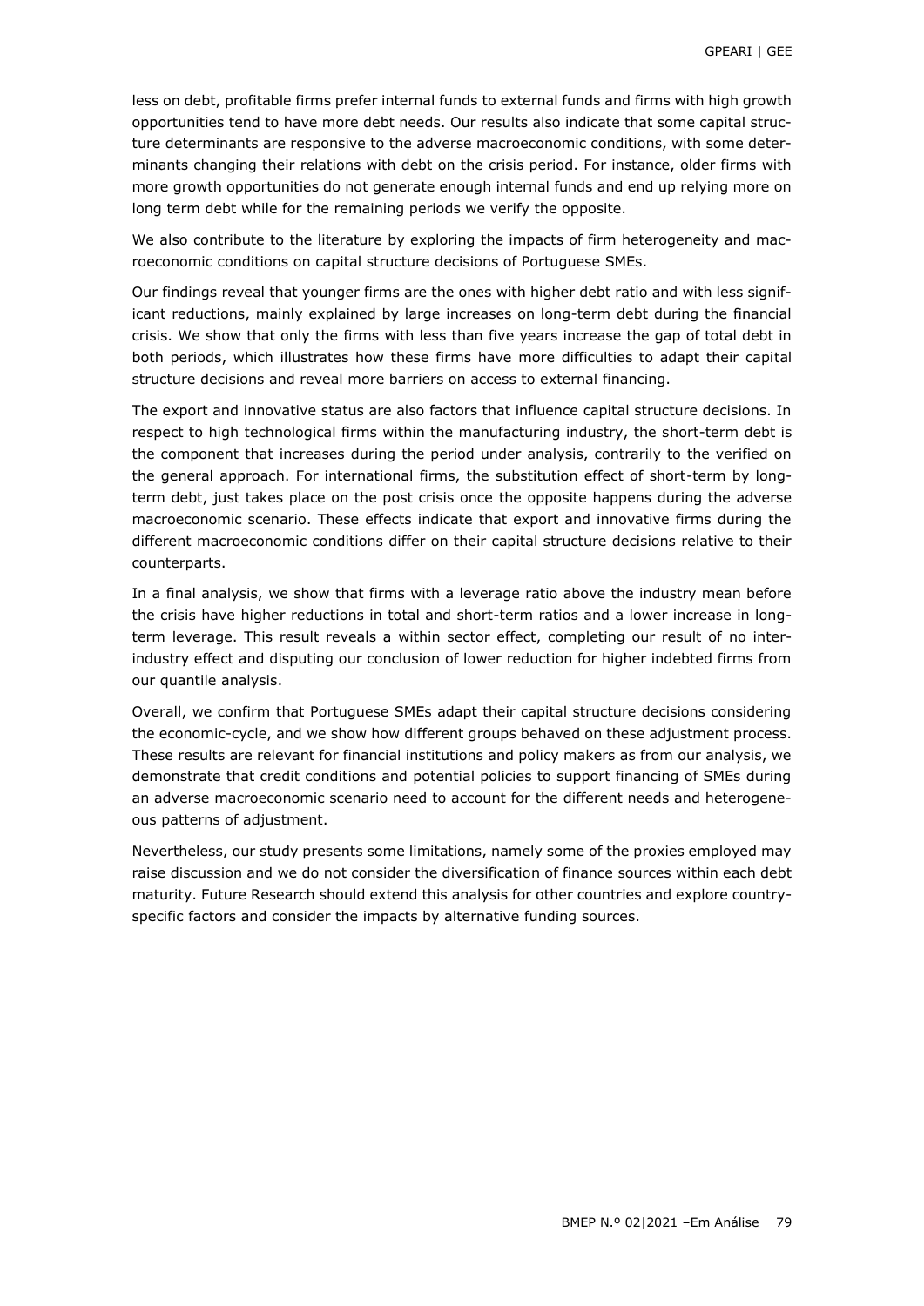less on debt, profitable firms prefer internal funds to external funds and firms with high growth opportunities tend to have more debt needs. Our results also indicate that some capital structure determinants are responsive to the adverse macroeconomic conditions, with some determinants changing their relations with debt on the crisis period. For instance, older firms with more growth opportunities do not generate enough internal funds and end up relying more on long term debt while for the remaining periods we verify the opposite.

We also contribute to the literature by exploring the impacts of firm heterogeneity and macroeconomic conditions on capital structure decisions of Portuguese SMEs.

Our findings reveal that younger firms are the ones with higher debt ratio and with less significant reductions, mainly explained by large increases on long-term debt during the financial crisis. We show that only the firms with less than five years increase the gap of total debt in both periods, which illustrates how these firms have more difficulties to adapt their capital structure decisions and reveal more barriers on access to external financing.

The export and innovative status are also factors that influence capital structure decisions. In respect to high technological firms within the manufacturing industry, the short-term debt is the component that increases during the period under analysis, contrarily to the verified on the general approach. For international firms, the substitution effect of short-term by long-term debt, just takes place on the post crisis once the opposite happens during the adverse macroeconomic scenario. These effects indicate that export and innovative firms during the different macroeconomic conditions differ on their capital structure decisions relative to their counterparts.

In a final analysis, we show that firms with a leverage ratio above the industry mean before the crisis have higher reductions in total and short-term ratios and a lower increase in long-term leverage. This result reveals a within sector effect, completing our result of no inter-industry effect and disputing our conclusion of lower reduction for higher indebted firms from our quantile analysis.

Overall, we confirm that Portuguese SMEs adapt their capital structure decisions considering the economic-cycle, and we show how different groups behaved on these adjustment process. These results are relevant for financial institutions and policy makers as from our analysis, we demonstrate that credit conditions and potential policies to support financing of SMEs during an adverse macroeconomic scenario need to account for the different needs and heterogeneous patterns of adjustment.

Nevertheless, our study presents some limitations, namely some of the proxies employed may raise discussion and we do not consider the diversification of finance sources within each debt maturity. Future Research should extend this analysis for other countries and explore country-specific factors and consider the impacts by alternative funding sources.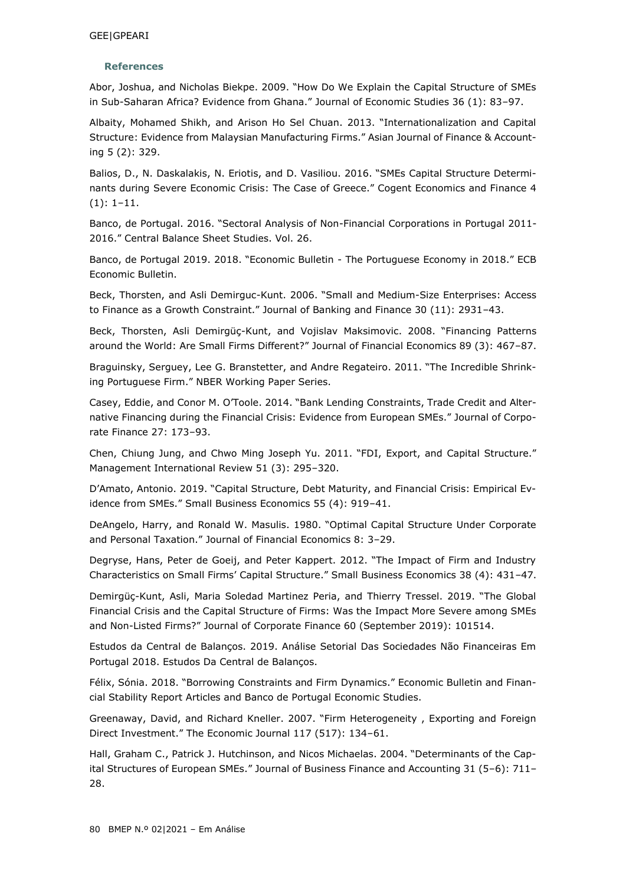### References

Abor, Joshua, and Nicholas Biekpe. 2009. "How Do We Explain the Capital Structure of SMEs in Sub-Saharan Africa? Evidence from Ghana." Journal of Economic Studies 36 (1): 83–97.

Albaity, Mohamed Shikh, and Arison Ho Sel Chuan. 2013. "Internationalization and Capital Structure: Evidence from Malaysian Manufacturing Firms." Asian Journal of Finance & Accounting 5 (2): 329.

Balios, D., N. Daskalakis, N. Eriotis, and D. Vasiliou. 2016. "SMEs Capital Structure Determinants during Severe Economic Crisis: The Case of Greece." Cogent Economics and Finance 4 (1): 1–11.

Banco, de Portugal. 2016. "Sectoral Analysis of Non-Financial Corporations in Portugal 2011-2016." Central Balance Sheet Studies. Vol. 26.

Banco, de Portugal 2019. 2018. "Economic Bulletin - The Portuguese Economy in 2018." ECB Economic Bulletin.

Beck, Thorsten, and Asli Demirguc-Kunt. 2006. "Small and Medium-Size Enterprises: Access to Finance as a Growth Constraint." Journal of Banking and Finance 30 (11): 2931–43.

Beck, Thorsten, Asli Demirgüç-Kunt, and Vojislav Maksimovic. 2008. "Financing Patterns around the World: Are Small Firms Different?" Journal of Financial Economics 89 (3): 467–87.

Braguinsky, Serguey, Lee G. Branstetter, and Andre Regateiro. 2011. "The Incredible Shrinking Portuguese Firm." NBER Working Paper Series.

Casey, Eddie, and Conor M. O'Toole. 2014. "Bank Lending Constraints, Trade Credit and Alternative Financing during the Financial Crisis: Evidence from European SMEs." Journal of Corporate Finance 27: 173–93.

Chen, Chiung Jung, and Chwo Ming Joseph Yu. 2011. "FDI, Export, and Capital Structure." Management International Review 51 (3): 295–320.

D'Amato, Antonio. 2019. "Capital Structure, Debt Maturity, and Financial Crisis: Empirical Evidence from SMEs." Small Business Economics 55 (4): 919–41.

DeAngelo, Harry, and Ronald W. Masulis. 1980. "Optimal Capital Structure Under Corporate and Personal Taxation." Journal of Financial Economics 8: 3–29.

Degryse, Hans, Peter de Goeij, and Peter Kappert. 2012. "The Impact of Firm and Industry Characteristics on Small Firms' Capital Structure." Small Business Economics 38 (4): 431–47.

Demirgüç-Kunt, Asli, Maria Soledad Martinez Peria, and Thierry Tressel. 2019. "The Global Financial Crisis and the Capital Structure of Firms: Was the Impact More Severe among SMEs and Non-Listed Firms?" Journal of Corporate Finance 60 (September 2019): 101514.

Estudos da Central de Balanços. 2019. Análise Setorial Das Sociedades Não Financeiras Em Portugal 2018. Estudos Da Central de Balanços.

Félix, Sónia. 2018. "Borrowing Constraints and Firm Dynamics." Economic Bulletin and Financial Stability Report Articles and Banco de Portugal Economic Studies.

Greenaway, David, and Richard Kneller. 2007. "Firm Heterogeneity , Exporting and Foreign Direct Investment." The Economic Journal 117 (517): 134–61.

Hall, Graham C., Patrick J. Hutchinson, and Nicos Michaelas. 2004. "Determinants of the Capital Structures of European SMEs." Journal of Business Finance and Accounting 31 (5–6): 711–28.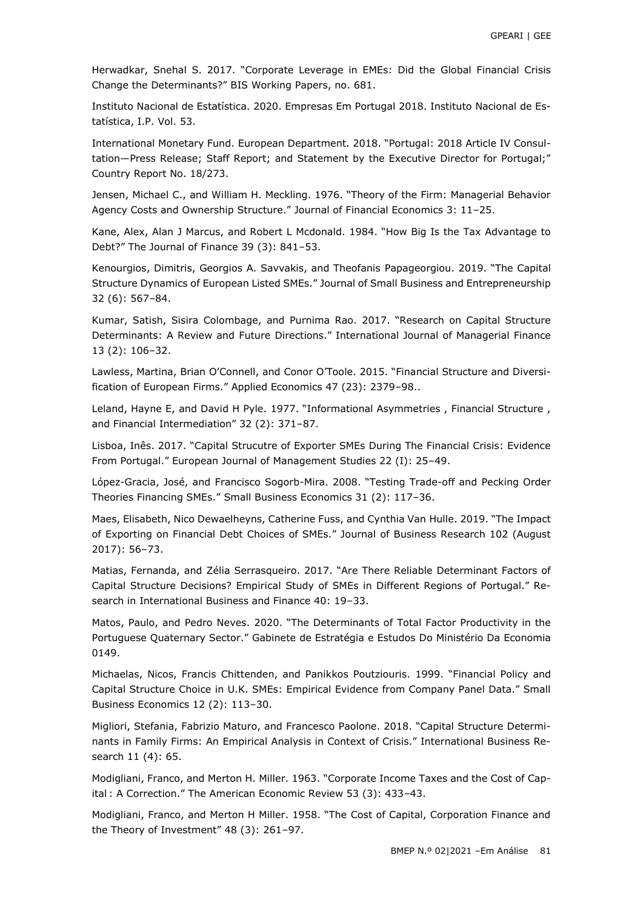Herwadkar, Snehal S. 2017. "Corporate Leverage in EMEs: Did the Global Financial Crisis Change the Determinants?" BIS Working Papers, no. 681.

Instituto Nacional de Estatística. 2020. Empresas Em Portugal 2018. Instituto Nacional de Estatística, I.P. Vol. 53.

International Monetary Fund. European Department. 2018. "Portugal: 2018 Article IV Consultation—Press Release; Staff Report; and Statement by the Executive Director for Portugal;" Country Report No. 18/273.

Jensen, Michael C., and William H. Meckling. 1976. "Theory of the Firm: Managerial Behavior Agency Costs and Ownership Structure." Journal of Financial Economics 3: 11–25.

Kane, Alex, Alan J Marcus, and Robert L Mcdonald. 1984. "How Big Is the Tax Advantage to Debt?" The Journal of Finance 39 (3): 841–53.

Kenourgios, Dimitris, Georgios A. Savvakis, and Theofanis Papageorgiou. 2019. "The Capital Structure Dynamics of European Listed SMEs." Journal of Small Business and Entrepreneurship 32 (6): 567–84.

Kumar, Satish, Sisira Colombage, and Purnima Rao. 2017. "Research on Capital Structure Determinants: A Review and Future Directions." International Journal of Managerial Finance 13 (2): 106–32.

Lawless, Martina, Brian O'Connell, and Conor O'Toole. 2015. "Financial Structure and Diversification of European Firms." Applied Economics 47 (23): 2379–98..

Leland, Hayne E, and David H Pyle. 1977. "Informational Asymmetries , Financial Structure , and Financial Intermediation" 32 (2): 371–87.

Lisboa, Inês. 2017. "Capital Strucutre of Exporter SMEs During The Financial Crisis: Evidence From Portugal." European Journal of Management Studies 22 (I): 25–49.

López-Gracia, José, and Francisco Sogorb-Mira. 2008. "Testing Trade-off and Pecking Order Theories Financing SMEs." Small Business Economics 31 (2): 117–36.

Maes, Elisabeth, Nico Dewaelheyns, Catherine Fuss, and Cynthia Van Hulle. 2019. "The Impact of Exporting on Financial Debt Choices of SMEs." Journal of Business Research 102 (August 2017): 56–73.

Matias, Fernanda, and Zélia Serrasqueiro. 2017. "Are There Reliable Determinant Factors of Capital Structure Decisions? Empirical Study of SMEs in Different Regions of Portugal." Research in International Business and Finance 40: 19–33.

Matos, Paulo, and Pedro Neves. 2020. "The Determinants of Total Factor Productivity in the Portuguese Quaternary Sector." Gabinete de Estratégia e Estudos Do Ministério Da Economia 0149.

Michaelas, Nicos, Francis Chittenden, and Panikkos Poutziouris. 1999. "Financial Policy and Capital Structure Choice in U.K. SMEs: Empirical Evidence from Company Panel Data." Small Business Economics 12 (2): 113–30.

Migliori, Stefania, Fabrizio Maturo, and Francesco Paolone. 2018. "Capital Structure Determinants in Family Firms: An Empirical Analysis in Context of Crisis." International Business Research 11 (4): 65.

Modigliani, Franco, and Merton H. Miller. 1963. "Corporate Income Taxes and the Cost of Capital : A Correction." The American Economic Review 53 (3): 433–43.

Modigliani, Franco, and Merton H Miller. 1958. "The Cost of Capital, Corporation Finance and the Theory of Investment" 48 (3): 261–97.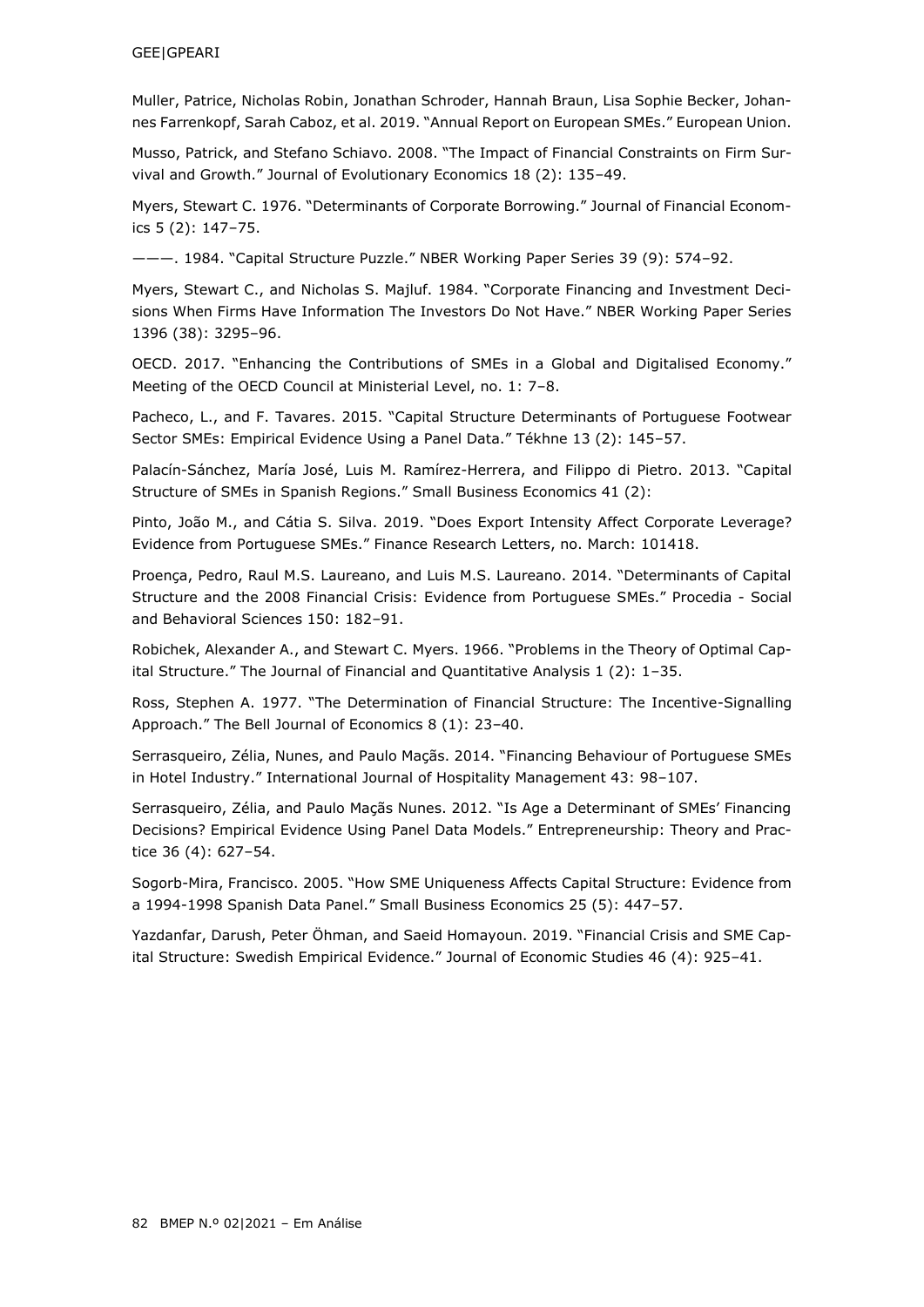Muller, Patrice, Nicholas Robin, Jonathan Schroder, Hannah Braun, Lisa Sophie Becker, Johannes Farrenkopf, Sarah Caboz, et al. 2019. "Annual Report on European SMEs." European Union.

Musso, Patrick, and Stefano Schiavo. 2008. "The Impact of Financial Constraints on Firm Survival and Growth." Journal of Evolutionary Economics 18 (2): 135–49.

Myers, Stewart C. 1976. "Determinants of Corporate Borrowing." Journal of Financial Economics 5 (2): 147–75.

———. 1984. "Capital Structure Puzzle." NBER Working Paper Series 39 (9): 574–92.

Myers, Stewart C., and Nicholas S. Majluf. 1984. "Corporate Financing and Investment Decisions When Firms Have Information The Investors Do Not Have." NBER Working Paper Series 1396 (38): 3295–96.

OECD. 2017. "Enhancing the Contributions of SMEs in a Global and Digitalised Economy." Meeting of the OECD Council at Ministerial Level, no. 1: 7–8.

Pacheco, L., and F. Tavares. 2015. "Capital Structure Determinants of Portuguese Footwear Sector SMEs: Empirical Evidence Using a Panel Data." Tékhne 13 (2): 145–57.

Palacín-Sánchez, María José, Luis M. Ramírez-Herrera, and Filippo di Pietro. 2013. "Capital Structure of SMEs in Spanish Regions." Small Business Economics 41 (2):

Pinto, João M., and Cátia S. Silva. 2019. "Does Export Intensity Affect Corporate Leverage? Evidence from Portuguese SMEs." Finance Research Letters, no. March: 101418.

Proença, Pedro, Raul M.S. Laureano, and Luis M.S. Laureano. 2014. "Determinants of Capital Structure and the 2008 Financial Crisis: Evidence from Portuguese SMEs." Procedia - Social and Behavioral Sciences 150: 182–91.

Robichek, Alexander A., and Stewart C. Myers. 1966. "Problems in the Theory of Optimal Capital Structure." The Journal of Financial and Quantitative Analysis 1 (2): 1–35.

Ross, Stephen A. 1977. "The Determination of Financial Structure: The Incentive-Signalling Approach." The Bell Journal of Economics 8 (1): 23–40.

Serrasqueiro, Zélia, Nunes, and Paulo Maçãs. 2014. "Financing Behaviour of Portuguese SMEs in Hotel Industry." International Journal of Hospitality Management 43: 98–107.

Serrasqueiro, Zélia, and Paulo Maçãs Nunes. 2012. "Is Age a Determinant of SMEs' Financing Decisions? Empirical Evidence Using Panel Data Models." Entrepreneurship: Theory and Practice 36 (4): 627–54.

Sogorb-Mira, Francisco. 2005. "How SME Uniqueness Affects Capital Structure: Evidence from a 1994-1998 Spanish Data Panel." Small Business Economics 25 (5): 447–57.

Yazdanfar, Darush, Peter Öhman, and Saeid Homayoun. 2019. "Financial Crisis and SME Capital Structure: Swedish Empirical Evidence." Journal of Economic Studies 46 (4): 925–41.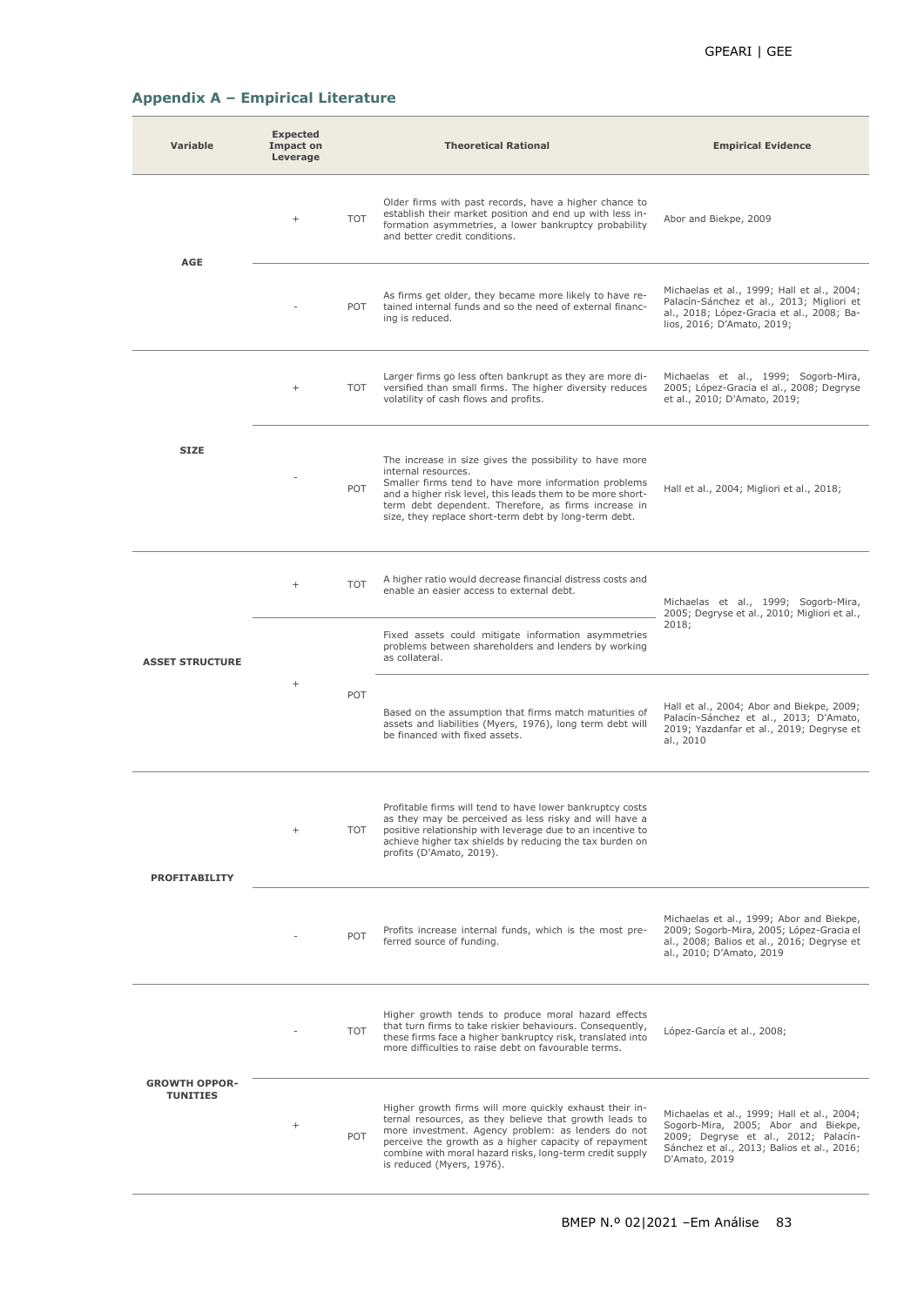## Appendix A – Empirical Literature

| Variable | Expected Impact on Leverage | | Theoretical Rational | Empirical Evidence |
|---|---|---|---|---|
| AGE | + | TOT | Older firms with past records, have a higher chance to establish their market position and end up with less information asymmetries, a lower bankruptcy probability and better credit conditions. | Abor and Biekpe, 2009 |
| | - | POT | As firms get older, they became more likely to have retained internal funds and so the need of external financing is reduced. | Michaelas et al., 1999; Hall et al., 2004; Palacín-Sánchez et al., 2013; Migliori et al., 2018; López-Gracia et al., 2008; Balios, 2016; D'Amato, 2019; |
| SIZE | + | TOT | Larger firms go less often bankrupt as they are more diversified than small firms. The higher diversity reduces volatility of cash flows and profits. | Michaelas et al., 1999; Sogorb-Mira, 2005; López-Gracia el al., 2008; Degryse et al., 2010; D'Amato, 2019; |
| | - | POT | The increase in size gives the possibility to have more internal resources.<br>Smaller firms tend to have more information problems and a higher risk level, this leads them to be more short-term debt dependent. Therefore, as firms increase in size, they replace short-term debt by long-term debt. | Hall et al., 2004; Migliori et al., 2018; |
| ASSET STRUCTURE | + | TOT | A higher ratio would decrease financial distress costs and enable an easier access to external debt. | Michaelas et al., 1999; Sogorb-Mira, 2005; Degryse et al., 2010; Migliori et al., 2018; |
| | + | POT | Fixed assets could mitigate information asymmetries problems between shareholders and lenders by working as collateral. | |
| | | | Based on the assumption that firms match maturities of assets and liabilities (Myers, 1976), long term debt will be financed with fixed assets. | Hall et al., 2004; Abor and Biekpe, 2009; Palacín-Sánchez et al., 2013; D'Amato, 2019; Yazdanfar et al., 2019; Degryse et al., 2010 |
| PROFITABILITY | + | TOT | Profitable firms will tend to have lower bankruptcy costs as they may be perceived as less risky and will have a positive relationship with leverage due to an incentive to achieve higher tax shields by reducing the tax burden on profits (D'Amato, 2019). | |
| | - | POT | Profits increase internal funds, which is the most preferred source of funding. | Michaelas et al., 1999; Abor and Biekpe, 2009; Sogorb-Mira, 2005; López-Gracia el al., 2008; Balios et al., 2016; Degryse et al., 2010; D'Amato, 2019 |
| GROWTH OPPORTUNITIES | - | TOT | Higher growth tends to produce moral hazard effects that turn firms to take riskier behaviours. Consequently, these firms face a higher bankruptcy risk, translated into more difficulties to raise debt on favourable terms. | López-García et al., 2008; |
| | + | POT | Higher growth firms will more quickly exhaust their internal resources, as they believe that growth leads to more investment. Agency problem: as lenders do not perceive the growth as a higher capacity of repayment combine with moral hazard risks, long-term credit supply is reduced (Myers, 1976). | Michaelas et al., 1999; Hall et al., 2004; Sogorb-Mira, 2005; Abor and Biekpe, 2009; Degryse et al., 2012; Palacín-Sánchez et al., 2013; Balios et al., 2016; D'Amato, 2019 |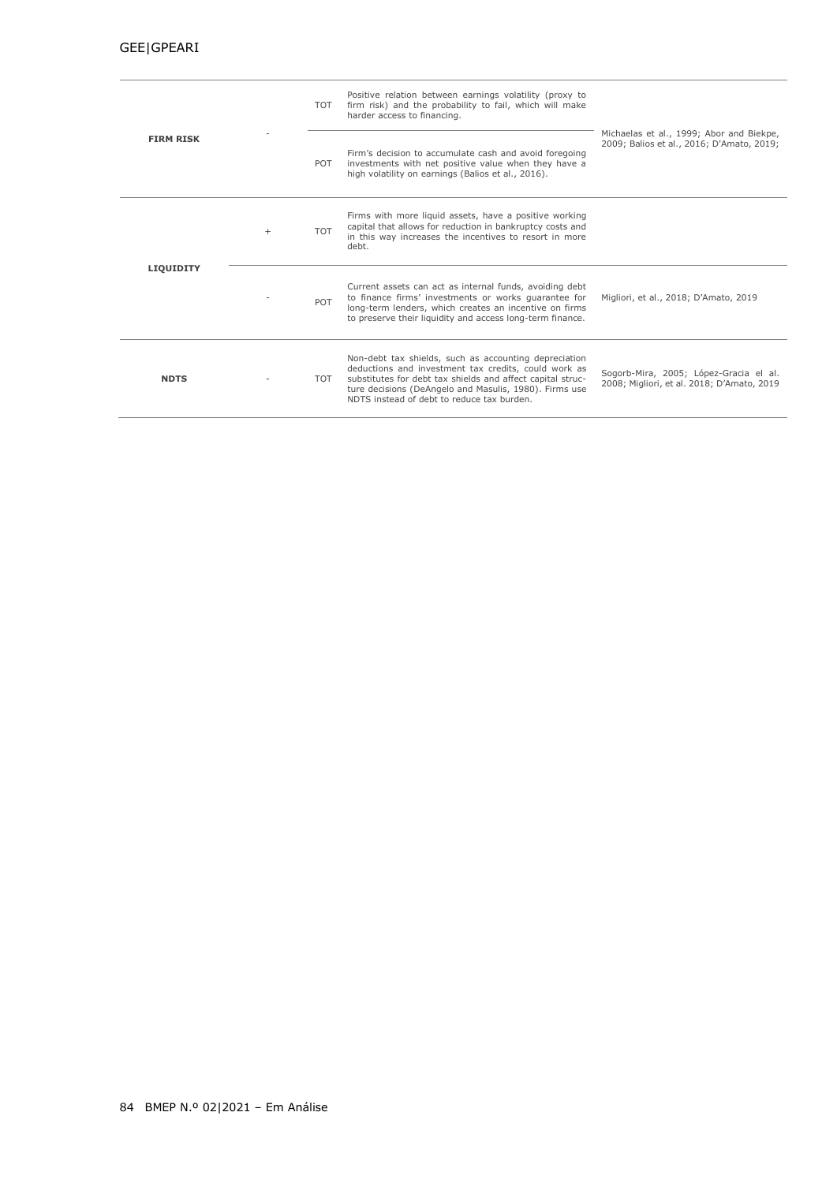| | | | | |
|---|---|---|---|---|
| **FIRM RISK** | - | TOT | Positive relation between earnings volatility (proxy to firm risk) and the probability to fail, which will make harder access to financing. | Michaelas et al., 1999; Abor and Biekpe, 2009; Balios et al., 2016; D'Amato, 2019; |
| | | POT | Firm's decision to accumulate cash and avoid foregoing investments with net positive value when they have a high volatility on earnings (Balios et al., 2016). | |
| **LIQUIDITY** | + | TOT | Firms with more liquid assets, have a positive working capital that allows for reduction in bankruptcy costs and in this way increases the incentives to resort in more debt. | Migliori, et al., 2018; D'Amato, 2019 |
| | - | POT | Current assets can act as internal funds, avoiding debt to finance firms' investments or works guarantee for long-term lenders, which creates an incentive on firms to preserve their liquidity and access long-term finance. | |
| **NDTS** | - | TOT | Non-debt tax shields, such as accounting depreciation deductions and investment tax credits, could work as substitutes for debt tax shields and affect capital structure decisions (DeAngelo and Masulis, 1980). Firms use NDTS instead of debt to reduce tax burden. | Sogorb-Mira, 2005; López-Gracia el al. 2008; Migliori, et al. 2018; D'Amato, 2019 |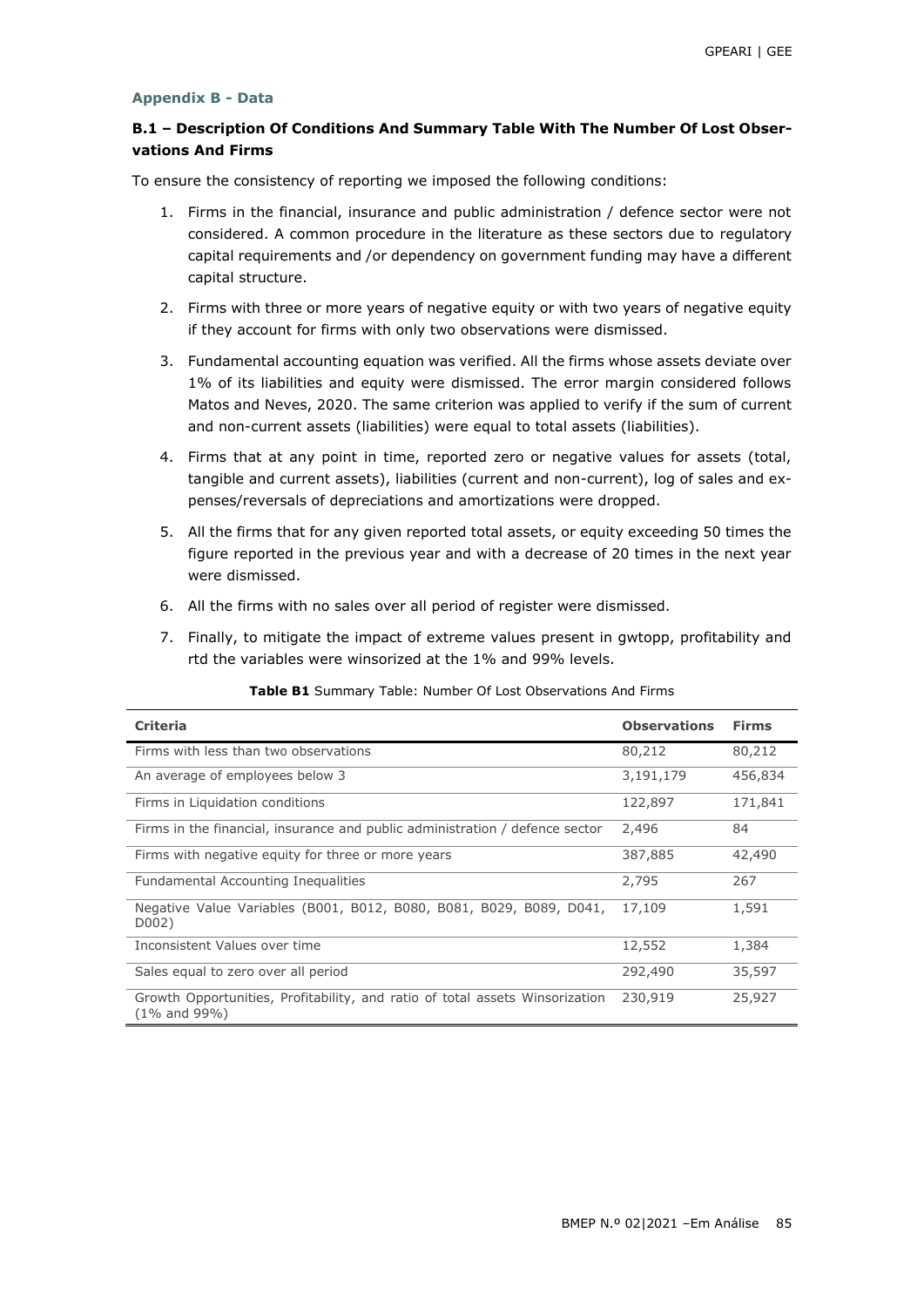### Appendix B - Data

#### B.1 – Description Of Conditions And Summary Table With The Number Of Lost Observations And Firms

To ensure the consistency of reporting we imposed the following conditions:

1. Firms in the financial, insurance and public administration / defence sector were not considered. A common procedure in the literature as these sectors due to regulatory capital requirements and /or dependency on government funding may have a different capital structure.
2. Firms with three or more years of negative equity or with two years of negative equity if they account for firms with only two observations were dismissed.
3. Fundamental accounting equation was verified. All the firms whose assets deviate over 1% of its liabilities and equity were dismissed. The error margin considered follows Matos and Neves, 2020. The same criterion was applied to verify if the sum of current and non-current assets (liabilities) were equal to total assets (liabilities).
4. Firms that at any point in time, reported zero or negative values for assets (total, tangible and current assets), liabilities (current and non-current), log of sales and expenses/reversals of depreciations and amortizations were dropped.
5. All the firms that for any given reported total assets, or equity exceeding 50 times the figure reported in the previous year and with a decrease of 20 times in the next year were dismissed.
6. All the firms with no sales over all period of register were dismissed.
7. Finally, to mitigate the impact of extreme values present in gwtopp, profitability and rtd the variables were winsorized at the 1% and 99% levels.

**Table B1** Summary Table: Number Of Lost Observations And Firms

| Criteria | Observations | Firms |
|---|---|---|
| Firms with less than two observations | 80,212 | 80,212 |
| An average of employees below 3 | 3,191,179 | 456,834 |
| Firms in Liquidation conditions | 122,897 | 171,841 |
| Firms in the financial, insurance and public administration / defence sector | 2,496 | 84 |
| Firms with negative equity for three or more years | 387,885 | 42,490 |
| Fundamental Accounting Inequalities | 2,795 | 267 |
| Negative Value Variables (B001, B012, B080, B081, B029, B089, D041, D002) | 17,109 | 1,591 |
| Inconsistent Values over time | 12,552 | 1,384 |
| Sales equal to zero over all period | 292,490 | 35,597 |
| Growth Opportunities, Profitability, and ratio of total assets Winsorization (1% and 99%) | 230,919 | 25,927 |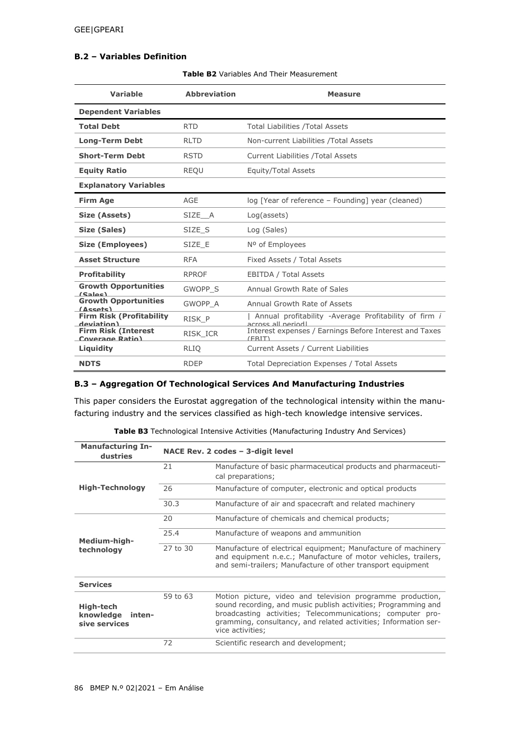### B.2 – Variables Definition

**Table B2** Variables And Their Measurement

| Variable | Abbreviation | Measure |
|---|---|---|
| **Dependent Variables** | | |
| **Total Debt** | RTD | Total Liabilities /Total Assets |
| **Long-Term Debt** | RLTD | Non-current Liabilities /Total Assets |
| **Short-Term Debt** | RSTD | Current Liabilities /Total Assets |
| **Equity Ratio** | REQU | Equity/Total Assets |
| **Explanatory Variables** | | |
| **Firm Age** | AGE | log [Year of reference – Founding] year (cleaned) |
| **Size (Assets)** | SIZE__A | Log(assets) |
| **Size (Sales)** | SIZE_S | Log (Sales) |
| **Size (Employees)** | SIZE_E | Nº of Employees |
| **Asset Structure** | RFA | Fixed Assets / Total Assets |
| **Profitability** | RPROF | EBITDA / Total Assets |
| **Growth Opportunities (Sales)** | GWOPP_S | Annual Growth Rate of Sales |
| **Growth Opportunities (Assets)** | GWOPP_A | Annual Growth Rate of Assets |
| **Firm Risk (Profitability deviation)** | RISK_P | \| Annual profitability -Average Profitability of firm *i* across all period\| |
| **Firm Risk (Interest Coverage Ratio)** | RISK_ICR | Interest expenses / Earnings Before Interest and Taxes (EBIT) |
| **Liquidity** | RLIQ | Current Assets / Current Liabilities |
| **NDTS** | RDEP | Total Depreciation Expenses / Total Assets |

### B.3 – Aggregation Of Technological Services And Manufacturing Industries

This paper considers the Eurostat aggregation of the technological intensity within the manufacturing industry and the services classified as high-tech knowledge intensive services.

**Table B3** Technological Intensive Activities (Manufacturing Industry And Services)

| Manufacturing Industries | NACE Rev. 2 codes – 3-digit level | |
|---|---|---|
| **High-Technology** | 21 | Manufacture of basic pharmaceutical products and pharmaceutical preparations; |
| | 26 | Manufacture of computer, electronic and optical products |
| | 30.3 | Manufacture of air and spacecraft and related machinery |
| **Medium-high-technology** | 20 | Manufacture of chemicals and chemical products; |
| | 25.4 | Manufacture of weapons and ammunition |
| | 27 to 30 | Manufacture of electrical equipment; Manufacture of machinery and equipment n.e.c.; Manufacture of motor vehicles, trailers, and semi-trailers; Manufacture of other transport equipment |
| **Services** | | |
| **High-tech knowledge intensive services** | 59 to 63 | Motion picture, video and television programme production, sound recording, and music publish activities; Programming and broadcasting activities; Telecommunications; computer programming, consultancy, and related activities; Information service activities; |
| | 72 | Scientific research and development; |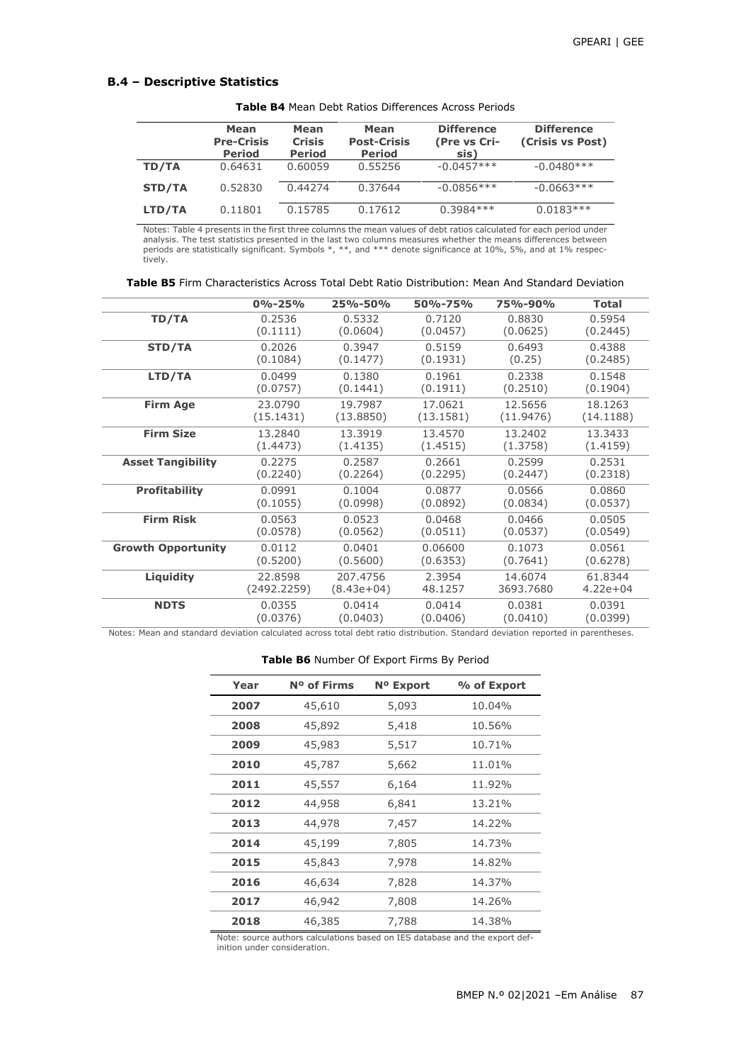### B.4 – Descriptive Statistics

**Table B4** Mean Debt Ratios Differences Across Periods

| | Mean Pre-Crisis Period | Mean Crisis Period | Mean Post-Crisis Period | Difference (Pre vs Crisis) | Difference (Crisis vs Post) |
|---|---|---|---|---|---|
| **TD/TA** | 0.64631 | 0.60059 | 0.55256 | -0.0457*** | -0.0480*** |
| **STD/TA** | 0.52830 | 0.44274 | 0.37644 | -0.0856*** | -0.0663*** |
| **LTD/TA** | 0.11801 | 0.15785 | 0.17612 | 0.3984*** | 0.0183*** |

Notes: Table 4 presents in the first three columns the mean values of debt ratios calculated for each period under analysis. The test statistics presented in the last two columns measures whether the means differences between periods are statistically significant. Symbols *, **, and *** denote significance at 10%, 5%, and at 1% respectively.

**Table B5** Firm Characteristics Across Total Debt Ratio Distribution: Mean And Standard Deviation

| | 0%-25% | 25%-50% | 50%-75% | 75%-90% | Total |
|---|---|---|---|---|---|
| **TD/TA** | 0.2536 | 0.5332 | 0.7120 | 0.8830 | 0.5954 |
| | (0.1111) | (0.0604) | (0.0457) | (0.0625) | (0.2445) |
| **STD/TA** | 0.2026 | 0.3947 | 0.5159 | 0.6493 | 0.4388 |
| | (0.1084) | (0.1477) | (0.1931) | (0.25) | (0.2485) |
| **LTD/TA** | 0.0499 | 0.1380 | 0.1961 | 0.2338 | 0.1548 |
| | (0.0757) | (0.1441) | (0.1911) | (0.2510) | (0.1904) |
| **Firm Age** | 23.0790 | 19.7987 | 17.0621 | 12.5656 | 18.1263 |
| | (15.1431) | (13.8850) | (13.1581) | (11.9476) | (14.1188) |
| **Firm Size** | 13.2840 | 13.3919 | 13.4570 | 13.2402 | 13.3433 |
| | (1.4473) | (1.4135) | (1.4515) | (1.3758) | (1.4159) |
| **Asset Tangibility** | 0.2275 | 0.2587 | 0.2661 | 0.2599 | 0.2531 |
| | (0.2240) | (0.2264) | (0.2295) | (0.2447) | (0.2318) |
| **Profitability** | 0.0991 | 0.1004 | 0.0877 | 0.0566 | 0.0860 |
| | (0.1055) | (0.0998) | (0.0892) | (0.0834) | (0.0537) |
| **Firm Risk** | 0.0563 | 0.0523 | 0.0468 | 0.0466 | 0.0505 |
| | (0.0578) | (0.0562) | (0.0511) | (0.0537) | (0.0549) |
| **Growth Opportunity** | 0.0112 | 0.0401 | 0.06600 | 0.1073 | 0.0561 |
| | (0.5200) | (0.5600) | (0.6353) | (0.7641) | (0.6278) |
| **Liquidity** | 22.8598 | 207.4756 | 2.3954 | 14.6074 | 61.8344 |
| | (2492.2259) | (8.43e+04) | 48.1257 | 3693.7680 | 4.22e+04 |
| **NDTS** | 0.0355 | 0.0414 | 0.0414 | 0.0381 | 0.0391 |
| | (0.0376) | (0.0403) | (0.0406) | (0.0410) | (0.0399) |

Notes: Mean and standard deviation calculated across total debt ratio distribution. Standard deviation reported in parentheses.

**Table B6** Number Of Export Firms By Period

| Year | Nº of Firms | Nº Export | % of Export |
|---|---|---|---|
| **2007** | 45,610 | 5,093 | 10.04% |
| **2008** | 45,892 | 5,418 | 10.56% |
| **2009** | 45,983 | 5,517 | 10.71% |
| **2010** | 45,787 | 5,662 | 11.01% |
| **2011** | 45,557 | 6,164 | 11.92% |
| **2012** | 44,958 | 6,841 | 13.21% |
| **2013** | 44,978 | 7,457 | 14.22% |
| **2014** | 45,199 | 7,805 | 14.73% |
| **2015** | 45,843 | 7,978 | 14.82% |
| **2016** | 46,634 | 7,828 | 14.37% |
| **2017** | 46,942 | 7,808 | 14.26% |
| **2018** | 46,385 | 7,788 | 14.38% |

Note: source authors calculations based on IES database and the export definition under consideration.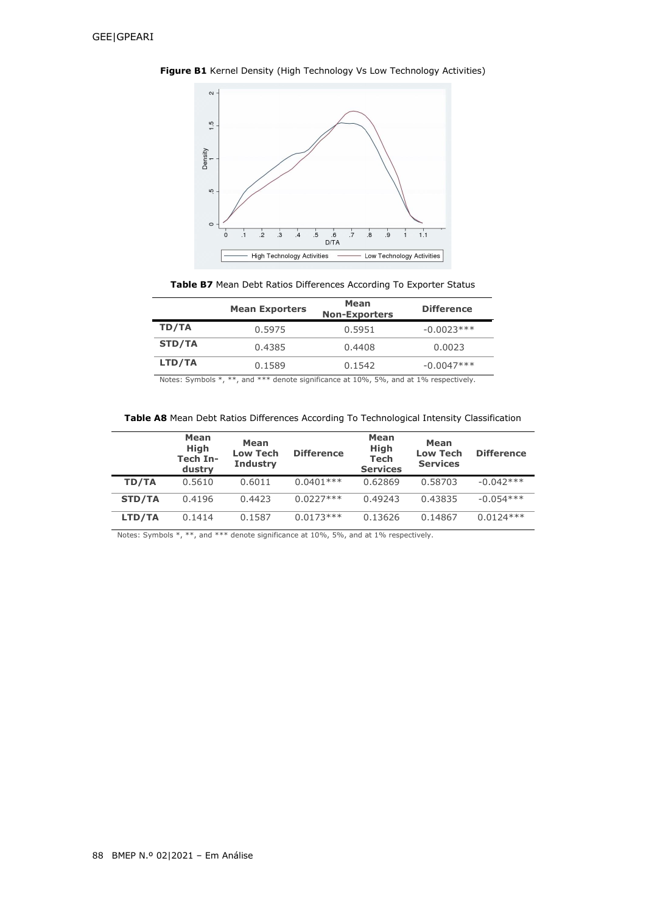**Figure B1** Kernel Density (High Technology Vs Low Technology Activities)

**Table B7** Mean Debt Ratios Differences According To Exporter Status

| | Mean Exporters | Mean Non-Exporters | Difference |
|---|---|---|---|
| **TD/TA** | 0.5975 | 0.5951 | -0.0023*** |
| **STD/TA** | 0.4385 | 0.4408 | 0.0023 |
| **LTD/TA** | 0.1589 | 0.1542 | -0.0047*** |

Notes: Symbols *, **, and *** denote significance at 10%, 5%, and at 1% respectively.

**Table A8** Mean Debt Ratios Differences According To Technological Intensity Classification

| | Mean High Tech Industry | Mean Low Tech Industry | Difference | Mean High Tech Services | Mean Low Tech Services | Difference |
|---|---|---|---|---|---|---|
| **TD/TA** | 0.5610 | 0.6011 | 0.0401*** | 0.62869 | 0.58703 | -0.042*** |
| **STD/TA** | 0.4196 | 0.4423 | 0.0227*** | 0.49243 | 0.43835 | -0.054*** |
| **LTD/TA** | 0.1414 | 0.1587 | 0.0173*** | 0.13626 | 0.14867 | 0.0124*** |

Notes: Symbols *, **, and *** denote significance at 10%, 5%, and at 1% respectively.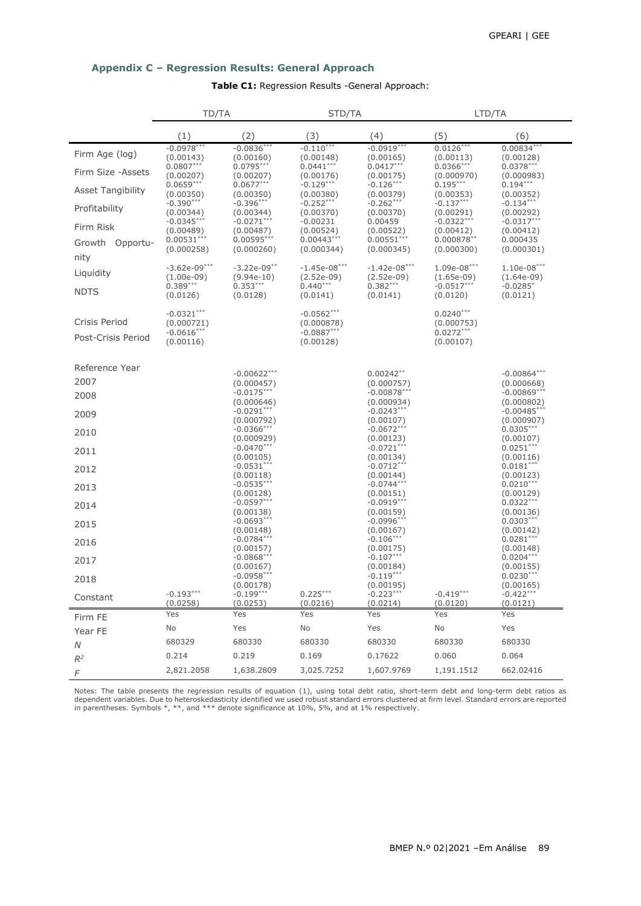## Appendix C – Regression Results: General Approach

**Table C1:** Regression Results -General Approach:

| | TD/TA | | STD/TA | | LTD/TA | |
|---|---|---|---|---|---|---|
| | (1) | (2) | (3) | (4) | (5) | (6) |
| Firm Age (log) | -0.0978*** | -0.0836*** | -0.110*** | -0.0919*** | 0.0126*** | 0.00834*** |
| | (0.00143) | (0.00160) | (0.00148) | (0.00165) | (0.00113) | (0.00128) |
| Firm Size -Assets | 0.0807*** | 0.0795*** | 0.0441*** | 0.0417*** | 0.0366*** | 0.0378*** |
| | (0.00207) | (0.00207) | (0.00176) | (0.00175) | (0.000970) | (0.000983) |
| Asset Tangibility | 0.0659*** | 0.0677*** | -0.129*** | -0.126*** | 0.195*** | 0.194*** |
| | (0.00350) | (0.00350) | (0.00380) | (0.00379) | (0.00353) | (0.00352) |
| Profitability | -0.390*** | -0.396*** | -0.252*** | -0.262*** | -0.137*** | -0.134*** |
| | (0.00344) | (0.00344) | (0.00370) | (0.00370) | (0.00291) | (0.00292) |
| Firm Risk | -0.0345*** | -0.0271*** | -0.00231 | 0.00459 | -0.0322*** | -0.0317*** |
| | (0.00489) | (0.00487) | (0.00524) | (0.00522) | (0.00412) | (0.00412) |
| Growth Opportunity | 0.00531*** | 0.00595*** | 0.00443*** | 0.00551*** | 0.000878** | 0.000435 |
| | (0.000258) | (0.000260) | (0.000344) | (0.000345) | (0.000300) | (0.000301) |
| Liquidity | -3.62e-09*** | -3.22e-09** | -1.45e-08*** | -1.42e-08*** | 1.09e-08*** | 1.10e-08*** |
| | (1.00e-09) | (9.94e-10) | (2.52e-09) | (2.52e-09) | (1.65e-09) | (1.64e-09) |
| NDTS | 0.389*** | 0.353*** | 0.440*** | 0.382*** | -0.0517*** | -0.0285* |
| | (0.0126) | (0.0128) | (0.0141) | (0.0141) | (0.0120) | (0.0121) |
| Crisis Period | -0.0321*** | | -0.0562*** | | 0.0240*** | |
| | (0.000721) | | (0.000878) | | (0.000753) | |
| Post-Crisis Period | -0.0616*** | | -0.0887*** | | 0.0272*** | |
| | (0.00116) | | (0.00128) | | (0.00107) | |
| Reference Year | | | | | | |
| 2007 | | -0.00622*** | | 0.00242** | | -0.00864*** |
| | | (0.000457) | | (0.000757) | | (0.000668) |
| 2008 | | -0.0175*** | | -0.00878*** | | -0.00869*** |
| | | (0.000646) | | (0.000934) | | (0.000802) |
| 2009 | | -0.0291*** | | -0.0243*** | | -0.00485*** |
| | | (0.000792) | | (0.00107) | | (0.000907) |
| 2010 | | -0.0366*** | | -0.0672*** | | 0.0305*** |
| | | (0.000929) | | (0.00123) | | (0.00107) |
| 2011 | | -0.0470*** | | -0.0721*** | | 0.0251*** |
| | | (0.00105) | | (0.00134) | | (0.00116) |
| 2012 | | -0.0531*** | | -0.0712*** | | 0.0181*** |
| | | (0.00118) | | (0.00144) | | (0.00123) |
| 2013 | | -0.0535*** | | -0.0744*** | | 0.0210*** |
| | | (0.00128) | | (0.00151) | | (0.00129) |
| 2014 | | -0.0597*** | | -0.0919*** | | 0.0322*** |
| | | (0.00138) | | (0.00159) | | (0.00136) |
| 2015 | | -0.0693*** | | -0.0996*** | | 0.0303*** |
| | | (0.00148) | | (0.00167) | | (0.00142) |
| 2016 | | -0.0784*** | | -0.106*** | | 0.0281*** |
| | | (0.00157) | | (0.00175) | | (0.00148) |
| 2017 | | -0.0868*** | | -0.107*** | | 0.0204*** |
| | | (0.00167) | | (0.00184) | | (0.00155) |
| 2018 | | -0.0958*** | | -0.119*** | | 0.0230*** |
| | | (0.00178) | | (0.00195) | | (0.00165) |
| Constant | -0.193*** | -0.199*** | 0.225*** | -0.223*** | -0.419*** | -0.422*** |
| | (0.0258) | (0.0253) | (0.0216) | (0.0214) | (0.0120) | (0.0121) |
| Firm FE | Yes | Yes | Yes | Yes | Yes | Yes |
| Year FE | No | Yes | No | Yes | No | Yes |
| $N$ | 680329 | 680330 | 680330 | 680330 | 680330 | 680330 |
| $R^2$ | 0.214 | 0.219 | 0.169 | 0.17622 | 0.060 | 0.064 |
| $F$ | 2,821.2058 | 1,638.2809 | 3,025.7252 | 1,607.9769 | 1,191.1512 | 662.02416 |

Notes: The table presents the regression results of equation (1), using total debt ratio, short-term debt and long-term debt ratios as dependent variables. Due to heteroskedasticity identified we used robust standard errors clustered at firm level. Standard errors are reported in parentheses. Symbols *, **, and *** denote significance at 10%, 5%, and at 1% respectively.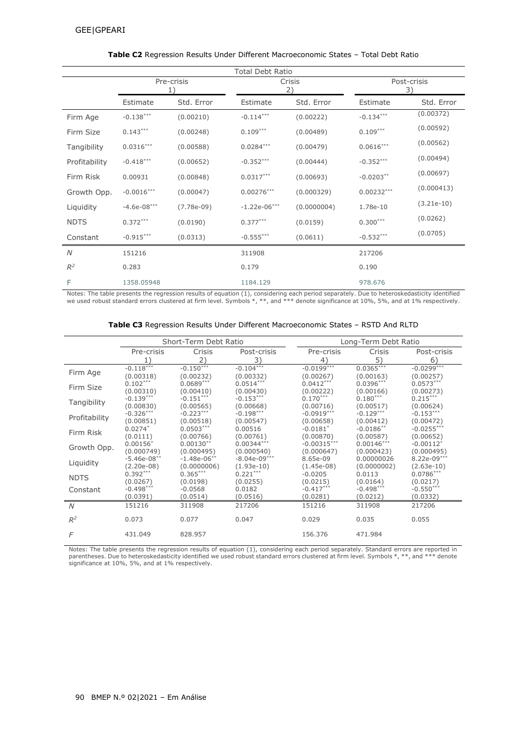**Table C2** Regression Results Under Different Macroeconomic States – Total Debt Ratio

| | Total Debt Ratio | | | | | |
|---|---|---|---|---|---|---|
| | Pre-crisis 1) | | Crisis 2) | | Post-crisis 3) | |
| | Estimate | Std. Error | Estimate | Std. Error | Estimate | Std. Error |
| Firm Age | -0.138*** | (0.00210) | -0.114*** | (0.00222) | -0.134*** | (0.00372) |
| Firm Size | 0.143*** | (0.00248) | 0.109*** | (0.00489) | 0.109*** | (0.00592) |
| Tangibility | 0.0316*** | (0.00588) | 0.0284*** | (0.00479) | 0.0616*** | (0.00562) |
| Profitability | -0.418*** | (0.00652) | -0.352*** | (0.00444) | -0.352*** | (0.00494) |
| Firm Risk | 0.00931 | (0.00848) | 0.0317*** | (0.00693) | -0.0203** | (0.00697) |
| Growth Opp. | -0.0016*** | (0.00047) | 0.00276*** | (0.000329) | 0.00232*** | (0.000413) |
| Liquidity | -4.6e-08*** | (7.78e-09) | -1.22e-06*** | (0.0000004) | 1.78e-10 | (3.21e-10) |
| NDTS | 0.372*** | (0.0190) | 0.377*** | (0.0159) | 0.300*** | (0.0262) |
| Constant | -0.915*** | (0.0313) | -0.555*** | (0.0611) | -0.532*** | (0.0705) |
| $N$ | 151216 | | 311908 | | 217206 | |
| $R^2$ | 0.283 | | 0.179 | | 0.190 | |
| F | 1358.05948 | | 1184.129 | | 978.676 | |

Notes: The table presents the regression results of equation (1), considering each period separately. Due to heteroskedasticity identified we used robust standard errors clustered at firm level. Symbols *, **, and *** denote significance at 10%, 5%, and at 1% respectively.

**Table C3** Regression Results Under Different Macroeconomic States – RSTD And RLTD

| | Short-Term Debt Ratio | | | Long-Term Debt Ratio | | |
|---|---|---|---|---|---|---|
| | Pre-crisis 1) | Crisis 2) | Post-crisis 3) | Pre-crisis 4) | Crisis 5) | Post-crisis 6) |
| Firm Age | -0.118*** | -0.150*** | -0.104*** | -0.0199*** | 0.0365*** | -0.0299*** |
| | (0.00318) | (0.00232) | (0.00332) | (0.00267) | (0.00163) | (0.00257) |
| Firm Size | 0.102*** | 0.0689*** | 0.0514*** | 0.0412*** | 0.0396*** | 0.0573*** |
| | (0.00310) | (0.00410) | (0.00430) | (0.00222) | (0.00166) | (0.00273) |
| Tangibility | -0.139*** | -0.151*** | -0.153*** | 0.170*** | 0.180*** | 0.215*** |
| | (0.00830) | (0.00565) | (0.00668) | (0.00716) | (0.00517) | (0.00624) |
| Profitability | -0.326*** | -0.223*** | -0.198*** | -0.0919*** | -0.129*** | -0.153*** |
| | (0.00851) | (0.00518) | (0.00547) | (0.00658) | (0.00412) | (0.00472) |
| Firm Risk | 0.0274* | 0.0503*** | 0.00516 | -0.0181* | -0.0186** | -0.0255*** |
| | (0.0111) | (0.00766) | (0.00761) | (0.00870) | (0.00587) | (0.00652) |
| Growth Opp. | 0.00156* | 0.00130** | 0.00344*** | -0.00315*** | 0.00146*** | -0.00112* |
| | (0.000749) | (0.000495) | (0.000540) | (0.000647) | (0.000423) | (0.000495) |
| Liquidity | -5.46e-08** | -1.48e-06** | -8.04e-09*** | 8.65e-09 | 0.00000026 | 8.22e-09*** |
| | (2.20e-08) | (0.0000006) | (1.93e-10) | (1.45e-08) | (0.0000002) | (2.63e-10) |
| NDTS | 0.392*** | 0.365*** | 0.221*** | -0.0205 | 0.0113 | 0.0786*** |
| | (0.0267) | (0.0198) | (0.0255) | (0.0215) | (0.0164) | (0.0217) |
| Constant | -0.498*** | -0.0568 | 0.0182 | -0.417*** | -0.498*** | -0.550*** |
| | (0.0391) | (0.0514) | (0.0516) | (0.0281) | (0.0212) | (0.0332) |
| $N$ | 151216 | 311908 | 217206 | 151216 | 311908 | 217206 |
| $R^2$ | 0.073 | 0.077 | 0.047 | 0.029 | 0.035 | 0.055 |
| $F$ | 431.049 | 828.957 | | 156.376 | 471.984 | |

Notes: The table presents the regression results of equation (1), considering each period separately. Standard errors are reported in parentheses. Due to heteroskedasticity identified we used robust standard errors clustered at firm level. Symbols *, **, and *** denote significance at 10%, 5%, and at 1% respectively.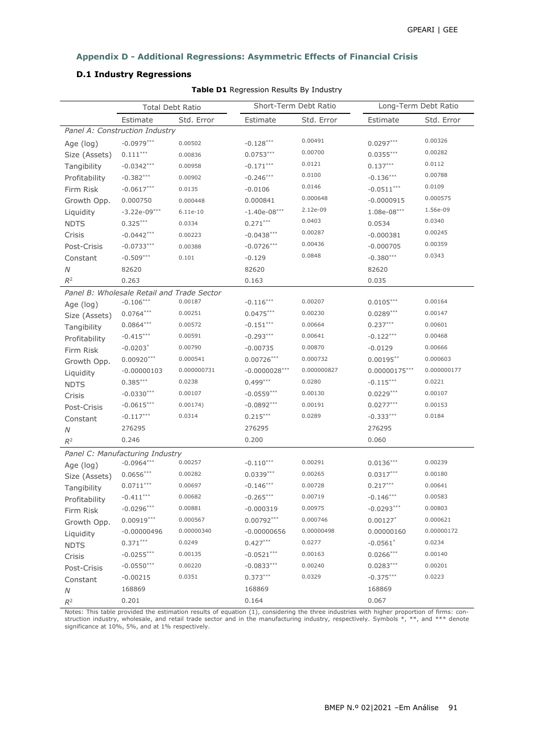## Appendix D - Additional Regressions: Asymmetric Effects of Financial Crisis

### D.1 Industry Regressions

**Table D1** Regression Results By Industry

| | Total Debt Ratio | | Short-Term Debt Ratio | | Long-Term Debt Ratio | |
|---|---|---|---|---|---|---|
| | Estimate | Std. Error | Estimate | Std. Error | Estimate | Std. Error |
| *Panel A: Construction Industry* | | | | | | |
| Age (log) | -0.0979*** | 0.00502 | -0.128*** | 0.00491 | 0.0297*** | 0.00326 |
| Size (Assets) | 0.111*** | 0.00836 | 0.0753*** | 0.00700 | 0.0355*** | 0.00282 |
| Tangibility | -0.0342*** | 0.00958 | -0.171*** | 0.0121 | 0.137*** | 0.0112 |
| Profitability | -0.382*** | 0.00902 | -0.246*** | 0.0100 | -0.136*** | 0.00788 |
| Firm Risk | -0.0617*** | 0.0135 | -0.0106 | 0.0146 | -0.0511*** | 0.0109 |
| Growth Opp. | 0.000750 | 0.000448 | 0.000841 | 0.000648 | -0.0000915 | 0.000575 |
| Liquidity | -3.22e-09*** | 6.11e-10 | -1.40e-08*** | 2.12e-09 | 1.08e-08*** | 1.56e-09 |
| NDTS | 0.325*** | 0.0334 | 0.271*** | 0.0403 | 0.0534 | 0.0340 |
| Crisis | -0.0442*** | 0.00223 | -0.0438*** | 0.00287 | -0.000381 | 0.00245 |
| Post-Crisis | -0.0733*** | 0.00388 | -0.0726*** | 0.00436 | -0.000705 | 0.00359 |
| Constant | -0.509*** | 0.101 | -0.129 | 0.0848 | -0.380*** | 0.0343 |
| $N$ | 82620 | | 82620 | | 82620 | |
| $R^2$ | 0.263 | | 0.163 | | 0.035 | |
| *Panel B: Wholesale Retail and Trade Sector* | | | | | | |
| Age (log) | -0.106*** | 0.00187 | -0.116*** | 0.00207 | 0.0105*** | 0.00164 |
| Size (Assets) | 0.0764*** | 0.00251 | 0.0475*** | 0.00230 | 0.0289*** | 0.00147 |
| Tangibility | 0.0864*** | 0.00572 | -0.151*** | 0.00664 | 0.237*** | 0.00601 |
| Profitability | -0.415*** | 0.00591 | -0.293*** | 0.00641 | -0.122*** | 0.00468 |
| Firm Risk | -0.0203* | 0.00790 | -0.00735 | 0.00870 | -0.0129 | 0.00666 |
| Growth Opp. | 0.00920*** | 0.000541 | 0.00726*** | 0.000732 | 0.00195** | 0.000603 |
| Liquidity | -0.00000103 | 0.000000731 | -0.0000028*** | 0.000000827 | 0.00000175*** | 0.000000177 |
| NDTS | 0.385*** | 0.0238 | 0.499*** | 0.0280 | -0.115*** | 0.0221 |
| Crisis | -0.0330*** | 0.00107 | -0.0559*** | 0.00130 | 0.0229*** | 0.00107 |
| Post-Crisis | -0.0615*** | 0.00174) | -0.0892*** | 0.00191 | 0.0277*** | 0.00153 |
| Constant | -0.117*** | 0.0314 | 0.215*** | 0.0289 | -0.333*** | 0.0184 |
| $N$ | 276295 | | 276295 | | 276295 | |
| $R^2$ | 0.246 | | 0.200 | | 0.060 | |
| *Panel C: Manufacturing Industry* | | | | | | |
| Age (log) | -0.0964*** | 0.00257 | -0.110*** | 0.00291 | 0.0136*** | 0.00239 |
| Size (Assets) | 0.0656*** | 0.00282 | 0.0339*** | 0.00265 | 0.0317*** | 0.00180 |
| Tangibility | 0.0711*** | 0.00697 | -0.146*** | 0.00728 | 0.217*** | 0.00641 |
| Profitability | -0.411*** | 0.00682 | -0.265*** | 0.00719 | -0.146*** | 0.00583 |
| Firm Risk | -0.0296*** | 0.00881 | -0.000319 | 0.00975 | -0.0293*** | 0.00803 |
| Growth Opp. | 0.00919*** | 0.000567 | 0.00792*** | 0.000746 | 0.00127* | 0.000621 |
| Liquidity | -0.00000496 | 0.00000340 | -0.00000656 | 0.00000498 | 0.00000160 | 0.00000172 |
| NDTS | 0.371*** | 0.0249 | 0.427*** | 0.0277 | -0.0561* | 0.0234 |
| Crisis | -0.0255*** | 0.00135 | -0.0521*** | 0.00163 | 0.0266*** | 0.00140 |
| Post-Crisis | -0.0550*** | 0.00220 | -0.0833*** | 0.00240 | 0.0283*** | 0.00201 |
| Constant | -0.00215 | 0.0351 | 0.373*** | 0.0329 | -0.375*** | 0.0223 |
| $N$ | 168869 | | 168869 | | 168869 | |
| $R^2$ | 0.201 | | 0.164 | | 0.067 | |

Notes: This table provided the estimation results of equation (1), considering the three industries with higher proportion of firms: construction industry, wholesale, and retail trade sector and in the manufacturing industry, respectively. Symbols *, **, and *** denote significance at 10%, 5%, and at 1% respectively.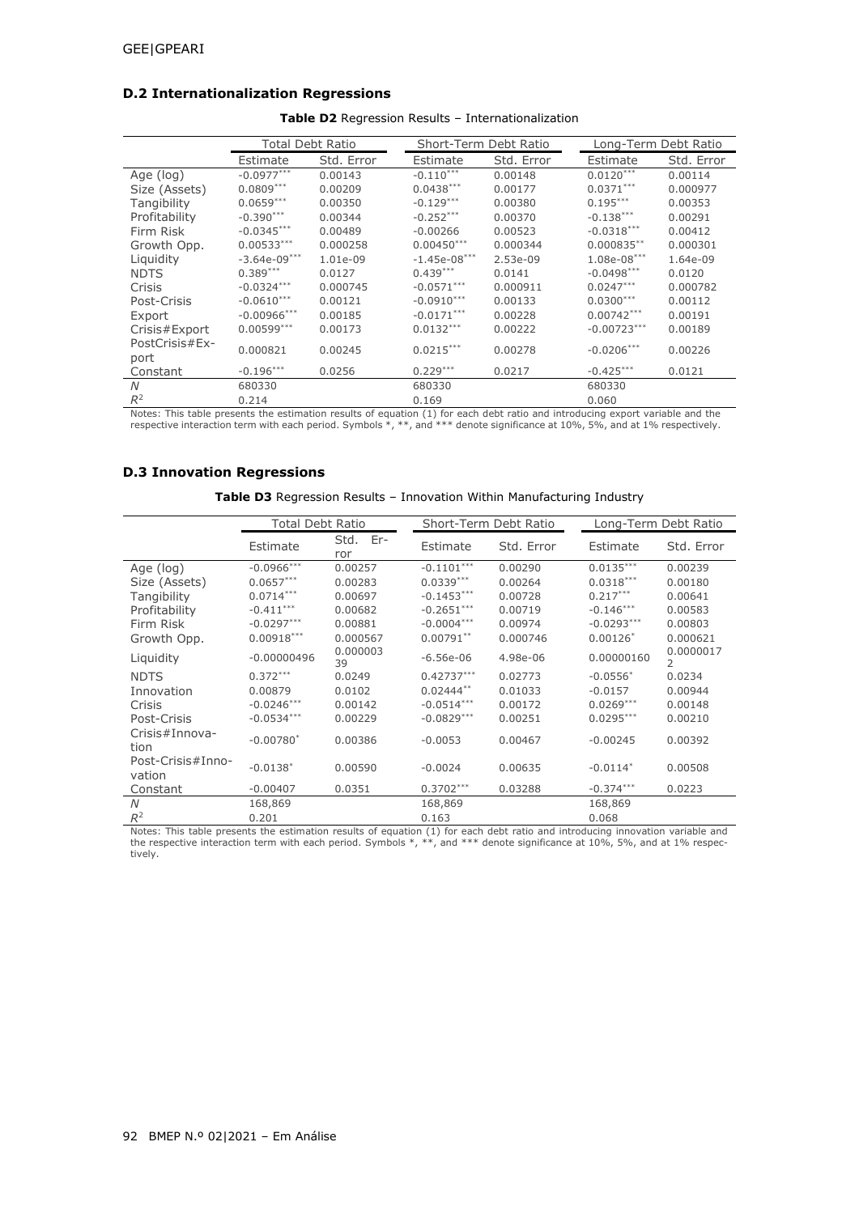## D.2 Internationalization Regressions

**Table D2** Regression Results – Internationalization

| | Total Debt Ratio | | Short-Term Debt Ratio | | Long-Term Debt Ratio | |
|---|---|---|---|---|---|---|
| | Estimate | Std. Error | Estimate | Std. Error | Estimate | Std. Error |
| Age (log) | -0.0977*** | 0.00143 | -0.110*** | 0.00148 | 0.0120*** | 0.00114 |
| Size (Assets) | 0.0809*** | 0.00209 | 0.0438*** | 0.00177 | 0.0371*** | 0.000977 |
| Tangibility | 0.0659*** | 0.00350 | -0.129*** | 0.00380 | 0.195*** | 0.00353 |
| Profitability | -0.390*** | 0.00344 | -0.252*** | 0.00370 | -0.138*** | 0.00291 |
| Firm Risk | -0.0345*** | 0.00489 | -0.00266 | 0.00523 | -0.0318*** | 0.00412 |
| Growth Opp. | 0.00533*** | 0.000258 | 0.00450*** | 0.000344 | 0.000835** | 0.000301 |
| Liquidity | -3.64e-09*** | 1.01e-09 | -1.45e-08*** | 2.53e-09 | 1.08e-08*** | 1.64e-09 |
| NDTS | 0.389*** | 0.0127 | 0.439*** | 0.0141 | -0.0498*** | 0.0120 |
| Crisis | -0.0324*** | 0.000745 | -0.0571*** | 0.000911 | 0.0247*** | 0.000782 |
| Post-Crisis | -0.0610*** | 0.00121 | -0.0910*** | 0.00133 | 0.0300*** | 0.00112 |
| Export | -0.00966*** | 0.00185 | -0.0171*** | 0.00228 | 0.00742*** | 0.00191 |
| Crisis#Export | 0.00599*** | 0.00173 | 0.0132*** | 0.00222 | -0.00723*** | 0.00189 |
| PostCrisis#Export | 0.000821 | 0.00245 | 0.0215*** | 0.00278 | -0.0206*** | 0.00226 |
| Constant | -0.196*** | 0.0256 | 0.229*** | 0.0217 | -0.425*** | 0.0121 |
| $N$ | 680330 | | 680330 | | 680330 | |
| $R^2$ | 0.214 | | 0.169 | | 0.060 | |

Notes: This table presents the estimation results of equation (1) for each debt ratio and introducing export variable and the respective interaction term with each period. Symbols *, **, and *** denote significance at 10%, 5%, and at 1% respectively.

## D.3 Innovation Regressions

**Table D3** Regression Results – Innovation Within Manufacturing Industry

| | Total Debt Ratio | | Short-Term Debt Ratio | | Long-Term Debt Ratio | |
|---|---|---|---|---|---|---|
| | Estimate | Std. Error | Estimate | Std. Error | Estimate | Std. Error |
| Age (log) | -0.0966*** | 0.00257 | -0.1101*** | 0.00290 | 0.0135*** | 0.00239 |
| Size (Assets) | 0.0657*** | 0.00283 | 0.0339*** | 0.00264 | 0.0318*** | 0.00180 |
| Tangibility | 0.0714*** | 0.00697 | -0.1453*** | 0.00728 | 0.217*** | 0.00641 |
| Profitability | -0.411*** | 0.00682 | -0.2651*** | 0.00719 | -0.146*** | 0.00583 |
| Firm Risk | -0.0297*** | 0.00881 | -0.0004*** | 0.00974 | -0.0293*** | 0.00803 |
| Growth Opp. | 0.00918*** | 0.000567 | 0.00791** | 0.000746 | 0.00126* | 0.000621 |
| Liquidity | -0.00000496 | 0.00000339 | -6.56e-06 | 4.98e-06 | 0.00000160 | 0.00000172 |
| NDTS | 0.372*** | 0.0249 | 0.42737*** | 0.02773 | -0.0556* | 0.0234 |
| Innovation | 0.00879 | 0.0102 | 0.02444** | 0.01033 | -0.0157 | 0.00944 |
| Crisis | -0.0246*** | 0.00142 | -0.0514*** | 0.00172 | 0.0269*** | 0.00148 |
| Post-Crisis | -0.0534*** | 0.00229 | -0.0829*** | 0.00251 | 0.0295*** | 0.00210 |
| Crisis#Innovation | -0.00780* | 0.00386 | -0.0053 | 0.00467 | -0.00245 | 0.00392 |
| Post-Crisis#Innovation | -0.0138* | 0.00590 | -0.0024 | 0.00635 | -0.0114* | 0.00508 |
| Constant | -0.00407 | 0.0351 | 0.3702*** | 0.03288 | -0.374*** | 0.0223 |
| $N$ | 168,869 | | 168,869 | | 168,869 | |
| $R^2$ | 0.201 | | 0.163 | | 0.068 | |

Notes: This table presents the estimation results of equation (1) for each debt ratio and introducing innovation variable and the respective interaction term with each period. Symbols *, **, and *** denote significance at 10%, 5%, and at 1% respectively.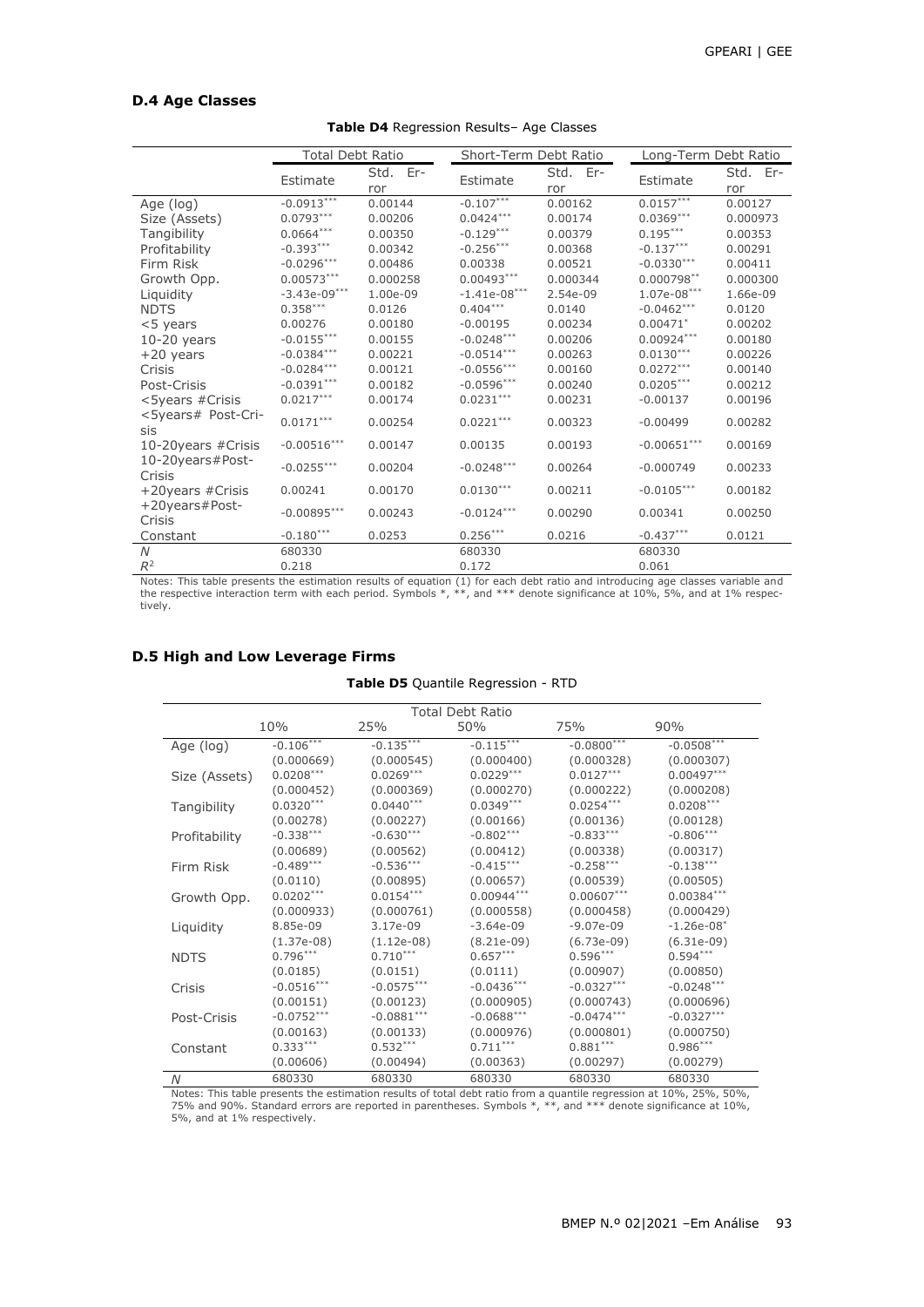### D.4 Age Classes

**Table D4** Regression Results– Age Classes

| | Total Debt Ratio | | Short-Term Debt Ratio | | Long-Term Debt Ratio | |
|---|---|---|---|---|---|---|
| | Estimate | Std. Error | Estimate | Std. Error | Estimate | Std. Error |
| Age (log) | -0.0913*** | 0.00144 | -0.107*** | 0.00162 | 0.0157*** | 0.00127 |
| Size (Assets) | 0.0793*** | 0.00206 | 0.0424*** | 0.00174 | 0.0369*** | 0.000973 |
| Tangibility | 0.0664*** | 0.00350 | -0.129*** | 0.00379 | 0.195*** | 0.00353 |
| Profitability | -0.393*** | 0.00342 | -0.256*** | 0.00368 | -0.137*** | 0.00291 |
| Firm Risk | -0.0296*** | 0.00486 | 0.00338 | 0.00521 | -0.0330*** | 0.00411 |
| Growth Opp. | 0.00573*** | 0.000258 | 0.00493*** | 0.000344 | 0.000798** | 0.000300 |
| Liquidity | -3.43e-09*** | 1.00e-09 | -1.41e-08*** | 2.54e-09 | 1.07e-08*** | 1.66e-09 |
| NDTS | 0.358*** | 0.0126 | 0.404*** | 0.0140 | -0.0462*** | 0.0120 |
| <5 years | 0.00276 | 0.00180 | -0.00195 | 0.00234 | 0.00471* | 0.00202 |
| 10-20 years | -0.0155*** | 0.00155 | -0.0248*** | 0.00206 | 0.00924*** | 0.00180 |
| +20 years | -0.0384*** | 0.00221 | -0.0514*** | 0.00263 | 0.0130*** | 0.00226 |
| Crisis | -0.0284*** | 0.00121 | -0.0556*** | 0.00160 | 0.0272*** | 0.00140 |
| Post-Crisis | -0.0391*** | 0.00182 | -0.0596*** | 0.00240 | 0.0205*** | 0.00212 |
| <5years #Crisis | 0.0217*** | 0.00174 | 0.0231*** | 0.00231 | -0.00137 | 0.00196 |
| <5years# Post-Crisis | 0.0171*** | 0.00254 | 0.0221*** | 0.00323 | -0.00499 | 0.00282 |
| 10-20years #Crisis | -0.00516*** | 0.00147 | 0.00135 | 0.00193 | -0.00651*** | 0.00169 |
| 10-20years#Post-Crisis | -0.0255*** | 0.00204 | -0.0248*** | 0.00264 | -0.000749 | 0.00233 |
| +20years #Crisis | 0.00241 | 0.00170 | 0.0130*** | 0.00211 | -0.0105*** | 0.00182 |
| +20years#Post-Crisis | -0.00895*** | 0.00243 | -0.0124*** | 0.00290 | 0.00341 | 0.00250 |
| Constant | -0.180*** | 0.0253 | 0.256*** | 0.0216 | -0.437*** | 0.0121 |
| $N$ | 680330 | | 680330 | | 680330 | |
| $R^2$ | 0.218 | | 0.172 | | 0.061 | |

Notes: This table presents the estimation results of equation (1) for each debt ratio and introducing age classes variable and the respective interaction term with each period. Symbols *, **, and *** denote significance at 10%, 5%, and at 1% respectively.

### D.5 High and Low Leverage Firms

**Table D5** Quantile Regression - RTD

| | Total Debt Ratio | | | | |
|---|---|---|---|---|---|
| | 10% | 25% | 50% | 75% | 90% |
| Age (log) | -0.106*** | -0.135*** | -0.115*** | -0.0800*** | -0.0508*** |
| | (0.000669) | (0.000545) | (0.000400) | (0.000328) | (0.000307) |
| Size (Assets) | 0.0208*** | 0.0269*** | 0.0229*** | 0.0127*** | 0.00497*** |
| | (0.000452) | (0.000369) | (0.000270) | (0.000222) | (0.000208) |
| Tangibility | 0.0320*** | 0.0440*** | 0.0349*** | 0.0254*** | 0.0208*** |
| | (0.00278) | (0.00227) | (0.00166) | (0.00136) | (0.00128) |
| Profitability | -0.338*** | -0.630*** | -0.802*** | -0.833*** | -0.806*** |
| | (0.00689) | (0.00562) | (0.00412) | (0.00338) | (0.00317) |
| Firm Risk | -0.489*** | -0.536*** | -0.415*** | -0.258*** | -0.138*** |
| | (0.0110) | (0.00895) | (0.00657) | (0.00539) | (0.00505) |
| Growth Opp. | 0.0202*** | 0.0154*** | 0.00944*** | 0.00607*** | 0.00384*** |
| | (0.000933) | (0.000761) | (0.000558) | (0.000458) | (0.000429) |
| Liquidity | 8.85e-09 | 3.17e-09 | -3.64e-09 | -9.07e-09 | -1.26e-08* |
| | (1.37e-08) | (1.12e-08) | (8.21e-09) | (6.73e-09) | (6.31e-09) |
| NDTS | 0.796*** | 0.710*** | 0.657*** | 0.596*** | 0.594*** |
| | (0.0185) | (0.0151) | (0.0111) | (0.00907) | (0.00850) |
| Crisis | -0.0516*** | -0.0575*** | -0.0436*** | -0.0327*** | -0.0248*** |
| | (0.00151) | (0.00123) | (0.000905) | (0.000743) | (0.000696) |
| Post-Crisis | -0.0752*** | -0.0881*** | -0.0688*** | -0.0474*** | -0.0327*** |
| | (0.00163) | (0.00133) | (0.000976) | (0.000801) | (0.000750) |
| Constant | 0.333*** | 0.532*** | 0.711*** | 0.881*** | 0.986*** |
| | (0.00606) | (0.00494) | (0.00363) | (0.00297) | (0.00279) |
| $N$ | 680330 | 680330 | 680330 | 680330 | 680330 |

Notes: This table presents the estimation results of total debt ratio from a quantile regression at 10%, 25%, 50%, 75% and 90%. Standard errors are reported in parentheses. Symbols *, **, and *** denote significance at 10%, 5%, and at 1% respectively.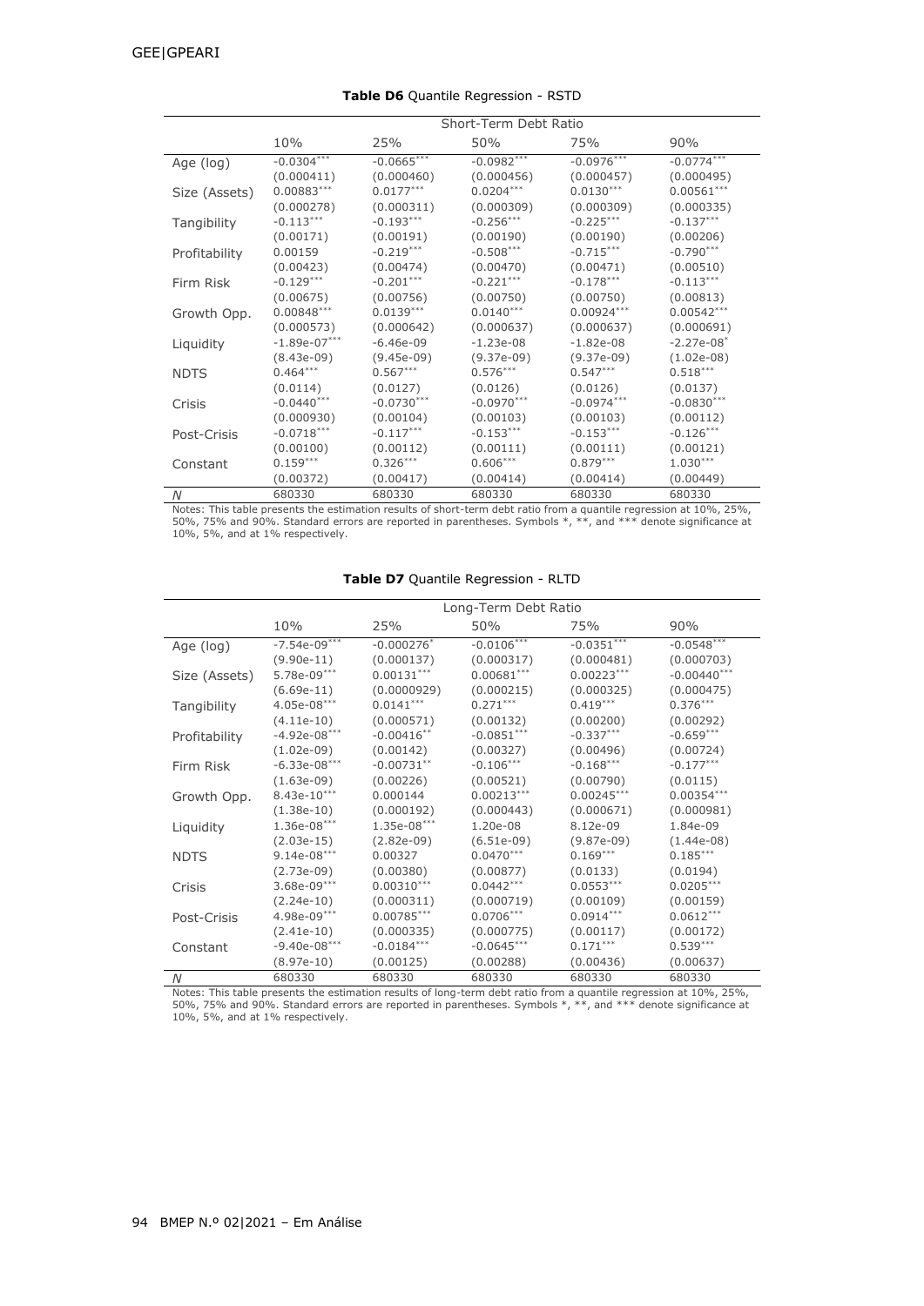**Table D6** Quantile Regression - RSTD

| | Short-Term Debt Ratio | | | | |
|---|---|---|---|---|---|
| | 10% | 25% | 50% | 75% | 90% |
| Age (log) | -0.0304*** | -0.0665*** | -0.0982*** | -0.0976*** | -0.0774*** |
| | (0.000411) | (0.000460) | (0.000456) | (0.000457) | (0.000495) |
| Size (Assets) | 0.00883*** | 0.0177*** | 0.0204*** | 0.0130*** | 0.00561*** |
| | (0.000278) | (0.000311) | (0.000309) | (0.000309) | (0.000335) |
| Tangibility | -0.113*** | -0.193*** | -0.256*** | -0.225*** | -0.137*** |
| | (0.00171) | (0.00191) | (0.00190) | (0.00190) | (0.00206) |
| Profitability | 0.00159 | -0.219*** | -0.508*** | -0.715*** | -0.790*** |
| | (0.00423) | (0.00474) | (0.00470) | (0.00471) | (0.00510) |
| Firm Risk | -0.129*** | -0.201*** | -0.221*** | -0.178*** | -0.113*** |
| | (0.00675) | (0.00756) | (0.00750) | (0.00750) | (0.00813) |
| Growth Opp. | 0.00848*** | 0.0139*** | 0.0140*** | 0.00924*** | 0.00542*** |
| | (0.000573) | (0.000642) | (0.000637) | (0.000637) | (0.000691) |
| Liquidity | -1.89e-07*** | -6.46e-09 | -1.23e-08 | -1.82e-08 | -2.27e-08* |
| | (8.43e-09) | (9.45e-09) | (9.37e-09) | (9.37e-09) | (1.02e-08) |
| NDTS | 0.464*** | 0.567*** | 0.576*** | 0.547*** | 0.518*** |
| | (0.0114) | (0.0127) | (0.0126) | (0.0126) | (0.0137) |
| Crisis | -0.0440*** | -0.0730*** | -0.0970*** | -0.0974*** | -0.0830*** |
| | (0.000930) | (0.00104) | (0.00103) | (0.00103) | (0.00112) |
| Post-Crisis | -0.0718*** | -0.117*** | -0.153*** | -0.153*** | -0.126*** |
| | (0.00100) | (0.00112) | (0.00111) | (0.00111) | (0.00121) |
| Constant | 0.159*** | 0.326*** | 0.606*** | 0.879*** | 1.030*** |
| | (0.00372) | (0.00417) | (0.00414) | (0.00414) | (0.00449) |
| *N* | 680330 | 680330 | 680330 | 680330 | 680330 |

Notes: This table presents the estimation results of short-term debt ratio from a quantile regression at 10%, 25%, 50%, 75% and 90%. Standard errors are reported in parentheses. Symbols *, **, and *** denote significance at 10%, 5%, and at 1% respectively.

**Table D7** Quantile Regression - RLTD

| | Long-Term Debt Ratio | | | | |
|---|---|---|---|---|---|
| | 10% | 25% | 50% | 75% | 90% |
| Age (log) | -7.54e-09*** | -0.000276* | -0.0106*** | -0.0351*** | -0.0548*** |
| | (9.90e-11) | (0.000137) | (0.000317) | (0.000481) | (0.000703) |
| Size (Assets) | 5.78e-09*** | 0.00131*** | 0.00681*** | 0.00223*** | -0.00440*** |
| | (6.69e-11) | (0.0000929) | (0.000215) | (0.000325) | (0.000475) |
| Tangibility | 4.05e-08*** | 0.0141*** | 0.271*** | 0.419*** | 0.376*** |
| | (4.11e-10) | (0.000571) | (0.00132) | (0.00200) | (0.00292) |
| Profitability | -4.92e-08*** | -0.00416** | -0.0851*** | -0.337*** | -0.659*** |
| | (1.02e-09) | (0.00142) | (0.00327) | (0.00496) | (0.00724) |
| Firm Risk | -6.33e-08*** | -0.00731** | -0.106*** | -0.168*** | -0.177*** |
| | (1.63e-09) | (0.00226) | (0.00521) | (0.00790) | (0.0115) |
| Growth Opp. | 8.43e-10*** | 0.000144 | 0.00213*** | 0.00245*** | 0.00354*** |
| | (1.38e-10) | (0.000192) | (0.000443) | (0.000671) | (0.000981) |
| Liquidity | 1.36e-08*** | 1.35e-08*** | 1.20e-08 | 8.12e-09 | 1.84e-09 |
| | (2.03e-15) | (2.82e-09) | (6.51e-09) | (9.87e-09) | (1.44e-08) |
| NDTS | 9.14e-08*** | 0.00327 | 0.0470*** | 0.169*** | 0.185*** |
| | (2.73e-09) | (0.00380) | (0.00877) | (0.0133) | (0.0194) |
| Crisis | 3.68e-09*** | 0.00310*** | 0.0442*** | 0.0553*** | 0.0205*** |
| | (2.24e-10) | (0.000311) | (0.000719) | (0.00109) | (0.00159) |
| Post-Crisis | 4.98e-09*** | 0.00785*** | 0.0706*** | 0.0914*** | 0.0612*** |
| | (2.41e-10) | (0.000335) | (0.000775) | (0.00117) | (0.00172) |
| Constant | -9.40e-08*** | -0.0184*** | -0.0645*** | 0.171*** | 0.539*** |
| | (8.97e-10) | (0.00125) | (0.00288) | (0.00436) | (0.00637) |
| *N* | 680330 | 680330 | 680330 | 680330 | 680330 |

Notes: This table presents the estimation results of long-term debt ratio from a quantile regression at 10%, 25%, 50%, 75% and 90%. Standard errors are reported in parentheses. Symbols *, **, and *** denote significance at 10%, 5%, and at 1% respectively.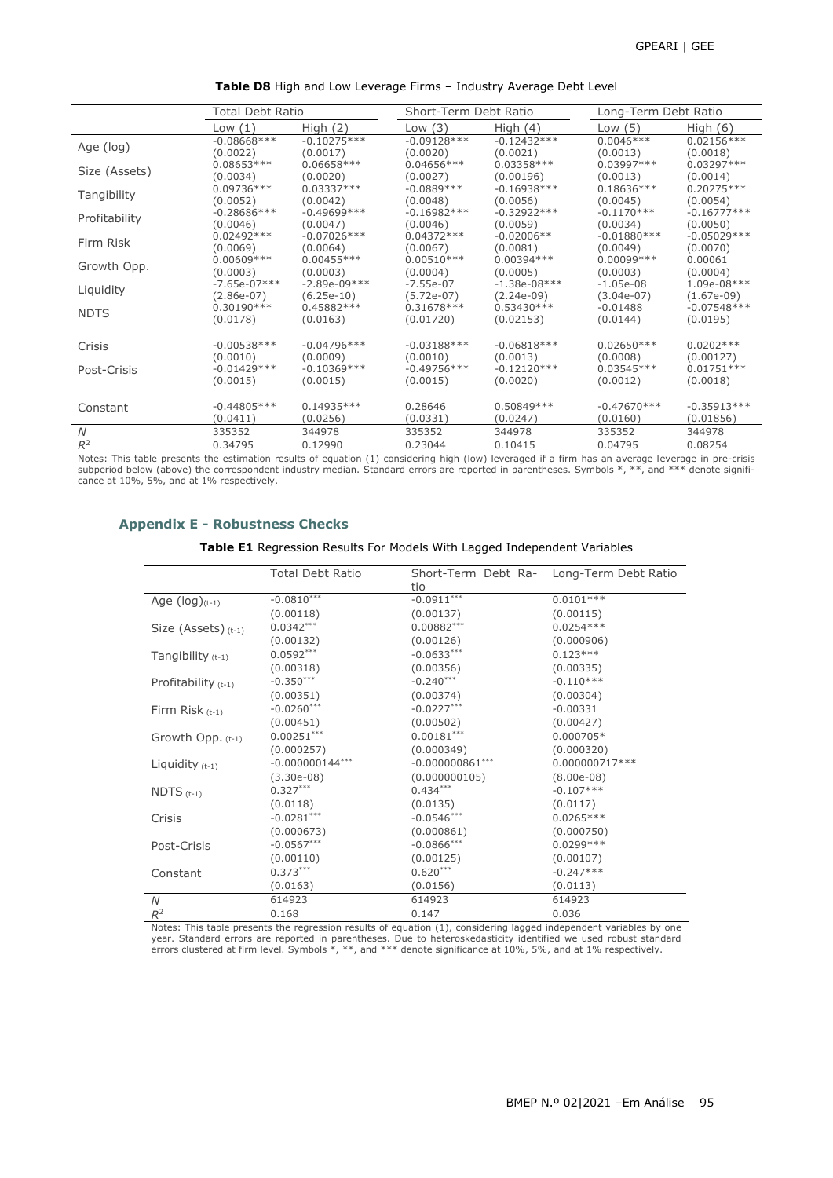**Table D8** High and Low Leverage Firms – Industry Average Debt Level

| | Total Debt Ratio | | Short-Term Debt Ratio | | Long-Term Debt Ratio | |
|---|---|---|---|---|---|---|
| | Low (1) | High (2) | Low (3) | High (4) | Low (5) | High (6) |
| Age (log) | -0.08668*** | -0.10275*** | -0.09128*** | -0.12432*** | 0.0046*** | 0.02156*** |
| | (0.0022) | (0.0017) | (0.0020) | (0.0021) | (0.0013) | (0.0018) |
| Size (Assets) | 0.08653*** | 0.06658*** | 0.04656*** | 0.03358*** | 0.03997*** | 0.03297*** |
| | (0.0034) | (0.0020) | (0.0027) | (0.00196) | (0.0013) | (0.0014) |
| Tangibility | 0.09736*** | 0.03337*** | -0.0889*** | -0.16938*** | 0.18636*** | 0.20275*** |
| | (0.0052) | (0.0042) | (0.0048) | (0.0056) | (0.0045) | (0.0054) |
| Profitability | -0.28686*** | -0.49699*** | -0.16982*** | -0.32922*** | -0.1170*** | -0.16777*** |
| | (0.0046) | (0.0047) | (0.0046) | (0.0059) | (0.0034) | (0.0050) |
| Firm Risk | 0.02492*** | -0.07026*** | 0.04372*** | -0.02006** | -0.01880*** | -0.05029*** |
| | (0.0069) | (0.0064) | (0.0067) | (0.0081) | (0.0049) | (0.0070) |
| Growth Opp. | 0.00609*** | 0.00455*** | 0.00510*** | 0.00394*** | 0.00099*** | 0.00061 |
| | (0.0003) | (0.0003) | (0.0004) | (0.0005) | (0.0003) | (0.0004) |
| Liquidity | -7.65e-07*** | -2.89e-09*** | -7.55e-07 | -1.38e-08*** | -1.05e-08 | 1.09e-08*** |
| | (2.86e-07) | (6.25e-10) | (5.72e-07) | (2.24e-09) | (3.04e-07) | (1.67e-09) |
| NDTS | 0.30190*** | 0.45882*** | 0.31678*** | 0.53430*** | -0.01488 | -0.07548*** |
| | (0.0178) | (0.0163) | (0.01720) | (0.02153) | (0.0144) | (0.0195) |
| Crisis | -0.00538*** | -0.04796*** | -0.03188*** | -0.06818*** | 0.02650*** | 0.0202*** |
| | (0.0010) | (0.0009) | (0.0010) | (0.0013) | (0.0008) | (0.00127) |
| Post-Crisis | -0.01429*** | -0.10369*** | -0.49756*** | -0.12120*** | 0.03545*** | 0.01751*** |
| | (0.0015) | (0.0015) | (0.0015) | (0.0020) | (0.0012) | (0.0018) |
| Constant | -0.44805*** | 0.14935*** | 0.28646 | 0.50849*** | -0.47670*** | -0.35913*** |
| | (0.0411) | (0.0256) | (0.0331) | (0.0247) | (0.0160) | (0.01856) |
| $N$ | 335352 | 344978 | 335352 | 344978 | 335352 | 344978 |
| $R^2$ | 0.34795 | 0.12990 | 0.23044 | 0.10415 | 0.04795 | 0.08254 |

Notes: This table presents the estimation results of equation (1) considering high (low) leveraged if a firm has an average leverage in pre-crisis subperiod below (above) the correspondent industry median. Standard errors are reported in parentheses. Symbols *, **, and *** denote significance at 10%, 5%, and at 1% respectively.

## Appendix E - Robustness Checks

**Table E1** Regression Results For Models With Lagged Independent Variables

| | Total Debt Ratio | Short-Term Debt Ratio | Long-Term Debt Ratio |
|---|---|---|---|
| Age (log)$_{(t-1)}$ | -0.0810*** | -0.0911*** | 0.0101*** |
| | (0.00118) | (0.00137) | (0.00115) |
| Size (Assets)$_{(t-1)}$ | 0.0342*** | 0.00882*** | 0.0254*** |
| | (0.00132) | (0.00126) | (0.000906) |
| Tangibility$_{(t-1)}$ | 0.0592*** | -0.0633*** | 0.123*** |
| | (0.00318) | (0.00356) | (0.00335) |
| Profitability$_{(t-1)}$ | -0.350*** | -0.240*** | -0.110*** |
| | (0.00351) | (0.00374) | (0.00304) |
| Firm Risk$_{(t-1)}$ | -0.0260*** | -0.0227*** | -0.00331 |
| | (0.00451) | (0.00502) | (0.00427) |
| Growth Opp.$_{(t-1)}$ | 0.00251*** | 0.00181*** | 0.000705* |
| | (0.000257) | (0.000349) | (0.000320) |
| Liquidity$_{(t-1)}$ | -0.000000144*** | -0.000000861*** | 0.000000717*** |
| | (3.30e-08) | (0.000000105) | (8.00e-08) |
| NDTS$_{(t-1)}$ | 0.327*** | 0.434*** | -0.107*** |
| | (0.0118) | (0.0135) | (0.0117) |
| Crisis | -0.0281*** | -0.0546*** | 0.0265*** |
| | (0.000673) | (0.000861) | (0.000750) |
| Post-Crisis | -0.0567*** | -0.0866*** | 0.0299*** |
| | (0.00110) | (0.00125) | (0.00107) |
| Constant | 0.373*** | 0.620*** | -0.247*** |
| | (0.0163) | (0.0156) | (0.0113) |
| $N$ | 614923 | 614923 | 614923 |
| $R^2$ | 0.168 | 0.147 | 0.036 |

Notes: This table presents the regression results of equation (1), considering lagged independent variables by one year. Standard errors are reported in parentheses. Due to heteroskedasticity identified we used robust standard errors clustered at firm level. Symbols *, **, and *** denote significance at 10%, 5%, and at 1% respectively.